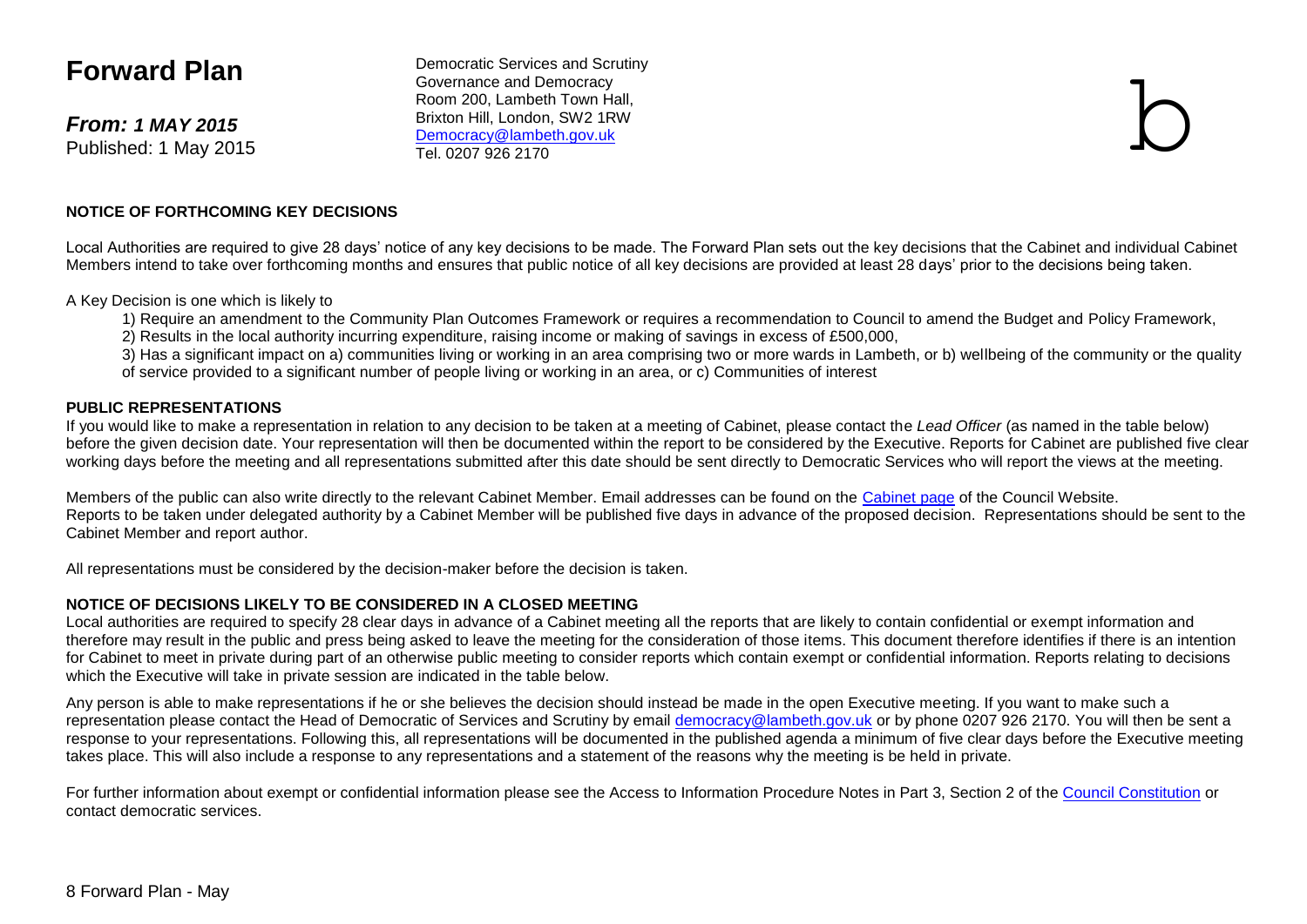# Forward Plan

***From: 1 MAY 2015***
Published: 1 May 2015

Democratic Services and Scrutiny
Governance and Democracy
Room 200, Lambeth Town Hall,
Brixton Hill, London, SW2 1RW
Democracy@lambeth.gov.uk
Tel. 0207 926 2170

**NOTICE OF FORTHCOMING KEY DECISIONS**

Local Authorities are required to give 28 days' notice of any key decisions to be made. The Forward Plan sets out the key decisions that the Cabinet and individual Cabinet Members intend to take over forthcoming months and ensures that public notice of all key decisions are provided at least 28 days' prior to the decisions being taken.

A Key Decision is one which is likely to

1) Require an amendment to the Community Plan Outcomes Framework or requires a recommendation to Council to amend the Budget and Policy Framework,
2) Results in the local authority incurring expenditure, raising income or making of savings in excess of £500,000,
3) Has a significant impact on a) communities living or working in an area comprising two or more wards in Lambeth, or b) wellbeing of the community or the quality of service provided to a significant number of people living or working in an area, or c) Communities of interest

**PUBLIC REPRESENTATIONS**

If you would like to make a representation in relation to any decision to be taken at a meeting of Cabinet, please contact the *Lead Officer* (as named in the table below) before the given decision date. Your representation will then be documented within the report to be considered by the Executive. Reports for Cabinet are published five clear working days before the meeting and all representations submitted after this date should be sent directly to Democratic Services who will report the views at the meeting.

Members of the public can also write directly to the relevant Cabinet Member. Email addresses can be found on the Cabinet page of the Council Website.
Reports to be taken under delegated authority by a Cabinet Member will be published five days in advance of the proposed decision. Representations should be sent to the Cabinet Member and report author.

All representations must be considered by the decision-maker before the decision is taken.

**NOTICE OF DECISIONS LIKELY TO BE CONSIDERED IN A CLOSED MEETING**

Local authorities are required to specify 28 clear days in advance of a Cabinet meeting all the reports that are likely to contain confidential or exempt information and therefore may result in the public and press being asked to leave the meeting for the consideration of those items. This document therefore identifies if there is an intention for Cabinet to meet in private during part of an otherwise public meeting to consider reports which contain exempt or confidential information. Reports relating to decisions which the Executive will take in private session are indicated in the table below.

Any person is able to make representations if he or she believes the decision should instead be made in the open Executive meeting. If you want to make such a representation please contact the Head of Democratic of Services and Scrutiny by email democracy@lambeth.gov.uk or by phone 0207 926 2170. You will then be sent a response to your representations. Following this, all representations will be documented in the published agenda a minimum of five clear days before the Executive meeting takes place. This will also include a response to any representations and a statement of the reasons why the meeting is be held in private.

For further information about exempt or confidential information please see the Access to Information Procedure Notes in Part 3, Section 2 of the Council Constitution or contact democratic services.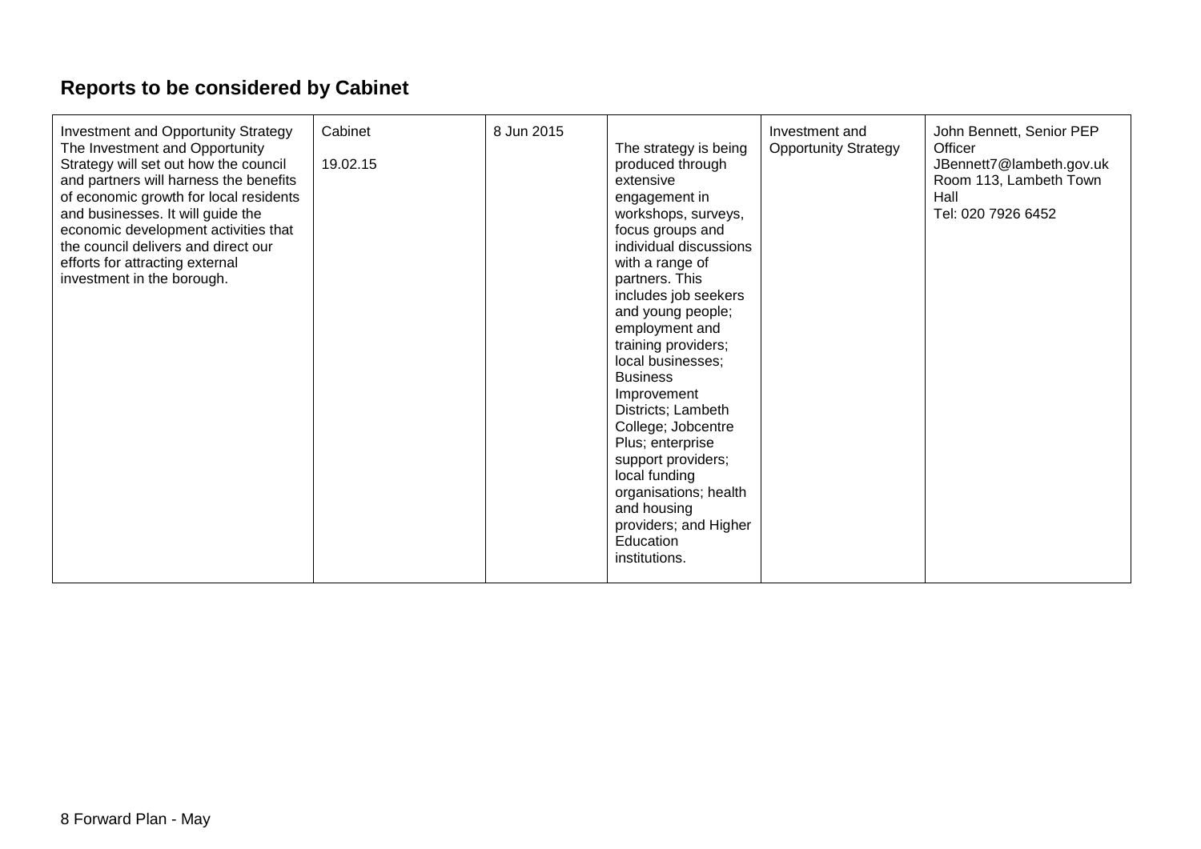## Reports to be considered by Cabinet

| | | | | | |
|---|---|---|---|---|---|
| Investment and Opportunity Strategy<br>The Investment and Opportunity Strategy will set out how the council and partners will harness the benefits of economic growth for local residents and businesses. It will guide the economic development activities that the council delivers and direct our efforts for attracting external investment in the borough. | Cabinet<br><br>19.02.15 | 8 Jun 2015 | The strategy is being produced through extensive engagement in workshops, surveys, focus groups and individual discussions with a range of partners. This includes job seekers and young people; employment and training providers; local businesses; Business Improvement Districts; Lambeth College; Jobcentre Plus; enterprise support providers; local funding organisations; health and housing providers; and Higher Education institutions. | Investment and Opportunity Strategy | John Bennett, Senior PEP Officer<br>JBennett7@lambeth.gov.uk<br>Room 113, Lambeth Town Hall<br>Tel: 020 7926 6452 |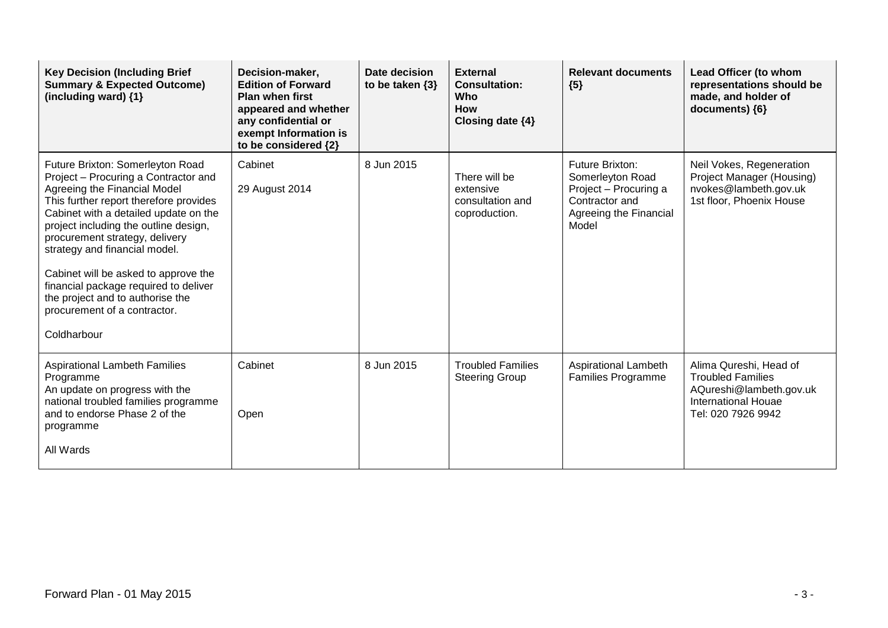| Key Decision (Including Brief Summary & Expected Outcome) (including ward) {1} | Decision-maker, Edition of Forward Plan when first appeared and whether any confidential or exempt Information is to be considered {2} | Date decision to be taken {3} | External Consultation: Who How Closing date {4} | Relevant documents {5} | Lead Officer (to whom representations should be made, and holder of documents) {6} |
|---|---|---|---|---|---|
| Future Brixton: Somerleyton Road Project – Procuring a Contractor and Agreeing the Financial Model<br>This further report therefore provides Cabinet with a detailed update on the project including the outline design, procurement strategy, delivery strategy and financial model.<br><br>Cabinet will be asked to approve the financial package required to deliver the project and to authorise the procurement of a contractor.<br><br>Coldharbour | Cabinet<br><br>29 August 2014 | 8 Jun 2015 | There will be extensive consultation and coproduction. | Future Brixton: Somerleyton Road Project – Procuring a Contractor and Agreeing the Financial Model | Neil Vokes, Regeneration Project Manager (Housing)<br>nvokes@lambeth.gov.uk<br>1st floor, Phoenix House |
| Aspirational Lambeth Families Programme<br>An update on progress with the national troubled families programme and to endorse Phase 2 of the programme<br><br>All Wards | Cabinet<br><br>Open | 8 Jun 2015 | Troubled Families Steering Group | Aspirational Lambeth Families Programme | Alima Qureshi, Head of Troubled Families<br>AQureshi@lambeth.gov.uk<br>International Houae<br>Tel: 020 7926 9942 |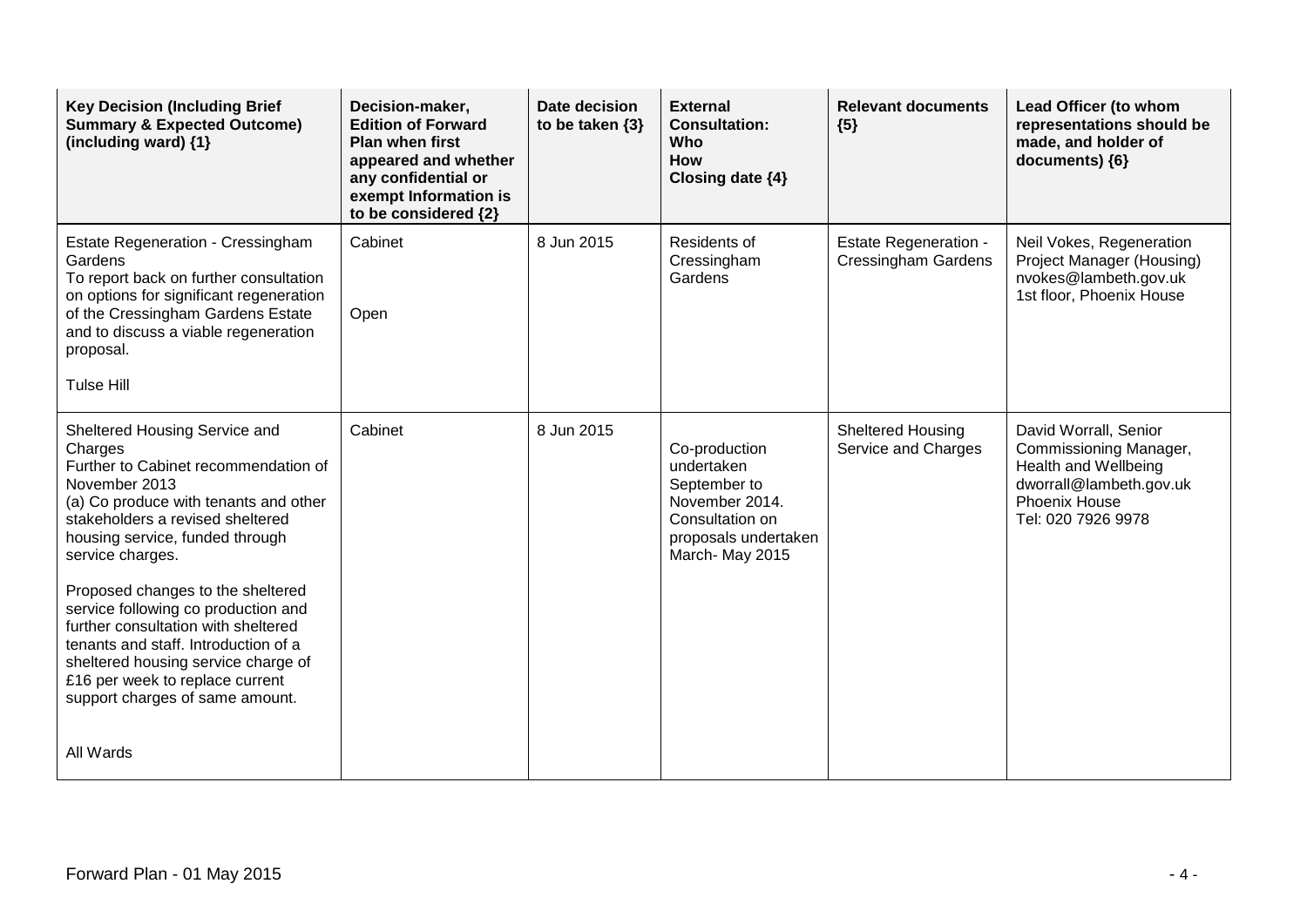| Key Decision (Including Brief Summary & Expected Outcome) (including ward) {1} | Decision-maker, Edition of Forward Plan when first appeared and whether any confidential or exempt Information is to be considered {2} | Date decision to be taken {3} | External Consultation: Who How Closing date {4} | Relevant documents {5} | Lead Officer (to whom representations should be made, and holder of documents) {6} |
|---|---|---|---|---|---|
| Estate Regeneration - Cressingham Gardens<br>To report back on further consultation on options for significant regeneration of the Cressingham Gardens Estate and to discuss a viable regeneration proposal.<br><br>Tulse Hill | Cabinet<br><br>Open | 8 Jun 2015 | Residents of Cressingham Gardens | Estate Regeneration - Cressingham Gardens | Neil Vokes, Regeneration Project Manager (Housing)<br>nvokes@lambeth.gov.uk<br>1st floor, Phoenix House |
| Sheltered Housing Service and Charges<br>Further to Cabinet recommendation of November 2013<br>(a) Co produce with tenants and other stakeholders a revised sheltered housing service, funded through service charges.<br><br>Proposed changes to the sheltered service following co production and further consultation with sheltered tenants and staff. Introduction of a sheltered housing service charge of £16 per week to replace current support charges of same amount.<br><br>All Wards | Cabinet | 8 Jun 2015 | Co-production undertaken September to November 2014. Consultation on proposals undertaken March- May 2015 | Sheltered Housing Service and Charges | David Worrall, Senior Commissioning Manager, Health and Wellbeing<br>dworrall@lambeth.gov.uk<br>Phoenix House<br>Tel: 020 7926 9978 |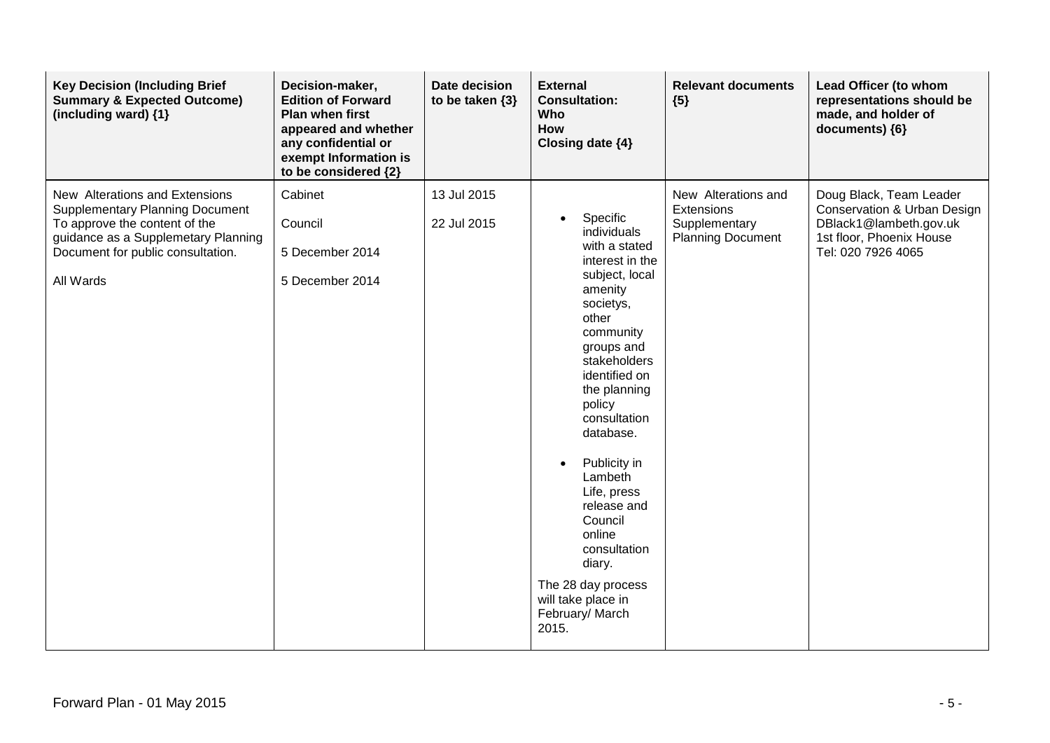| Key Decision (Including Brief Summary & Expected Outcome) (including ward) {1} | Decision-maker, Edition of Forward Plan when first appeared and whether any confidential or exempt Information is to be considered {2} | Date decision to be taken {3} | External Consultation: Who How Closing date {4} | Relevant documents {5} | Lead Officer (to whom representations should be made, and holder of documents) {6} |
|---|---|---|---|---|---|
| New Alterations and Extensions Supplementary Planning Document To approve the content of the guidance as a Supplemetary Planning Document for public consultation.<br><br>All Wards | Cabinet<br><br>Council<br><br>5 December 2014<br><br>5 December 2014 | 13 Jul 2015<br><br>22 Jul 2015 | • Specific individuals with a stated interest in the subject, local amenity societys, other community groups and stakeholders identified on the planning policy consultation database.<br><br>• Publicity in Lambeth Life, press release and Council online consultation diary.<br><br>The 28 day process will take place in February/ March 2015. | New Alterations and Extensions Supplementary Planning Document | Doug Black, Team Leader Conservation & Urban Design DBlack1@lambeth.gov.uk 1st floor, Phoenix House Tel: 020 7926 4065 |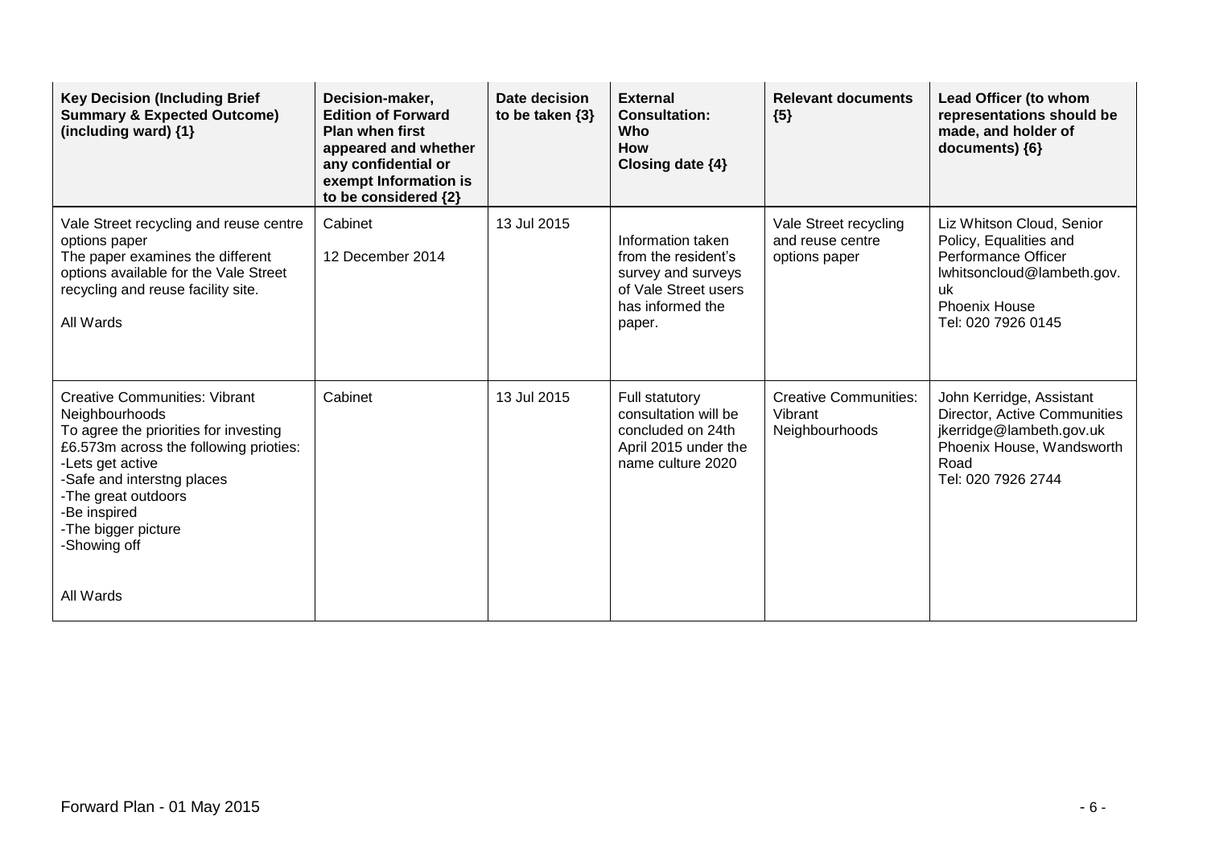| Key Decision (Including Brief Summary & Expected Outcome) (including ward) {1} | Decision-maker, Edition of Forward Plan when first appeared and whether any confidential or exempt Information is to be considered {2} | Date decision to be taken {3} | External Consultation: Who How Closing date {4} | Relevant documents {5} | Lead Officer (to whom representations should be made, and holder of documents) {6} |
|---|---|---|---|---|---|
| Vale Street recycling and reuse centre options paper<br>The paper examines the different options available for the Vale Street recycling and reuse facility site.<br><br>All Wards | Cabinet<br><br>12 December 2014 | 13 Jul 2015 | Information taken from the resident's survey and surveys of Vale Street users has informed the paper. | Vale Street recycling and reuse centre options paper | Liz Whitson Cloud, Senior Policy, Equalities and Performance Officer<br>lwhitsoncloud@lambeth.gov.uk<br>Phoenix House<br>Tel: 020 7926 0145 |
| Creative Communities: Vibrant Neighbourhoods<br>To agree the priorities for investing £6.573m across the following prioties:<br>-Lets get active<br>-Safe and interstng places<br>-The great outdoors<br>-Be inspired<br>-The bigger picture<br>-Showing off<br><br>All Wards | Cabinet | 13 Jul 2015 | Full statutory consultation will be concluded on 24th April 2015 under the name culture 2020 | Creative Communities: Vibrant Neighbourhoods | John Kerridge, Assistant Director, Active Communities<br>jkerridge@lambeth.gov.uk<br>Phoenix House, Wandsworth Road<br>Tel: 020 7926 2744 |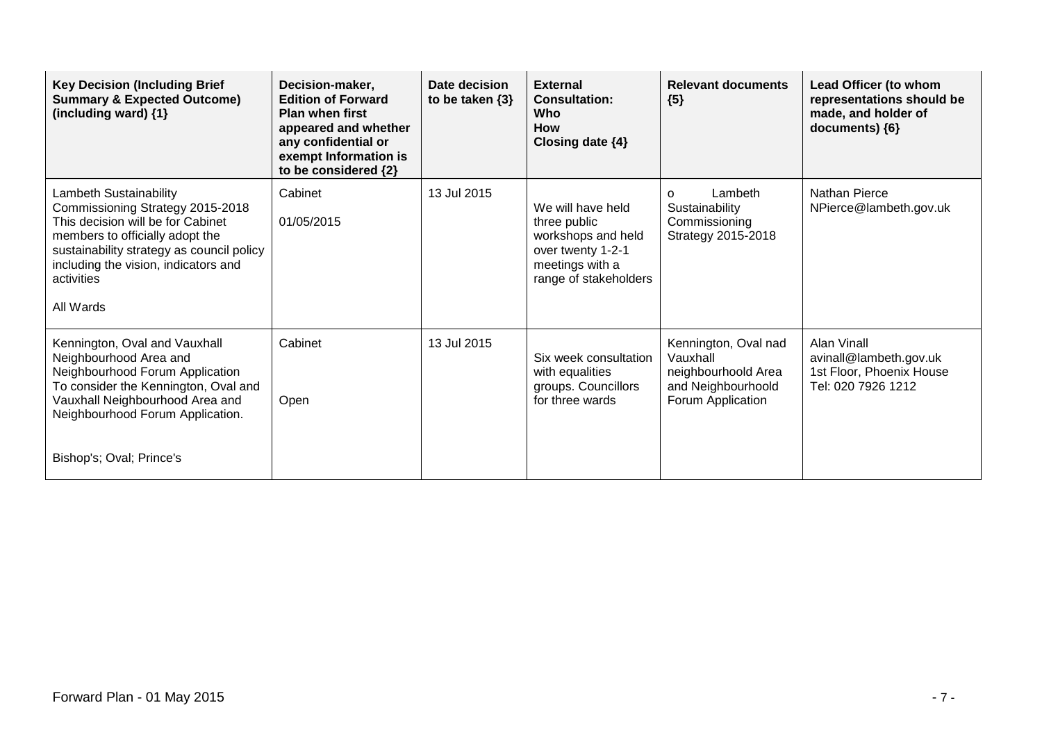| Key Decision (Including Brief Summary & Expected Outcome) (including ward) {1} | Decision-maker, Edition of Forward Plan when first appeared and whether any confidential or exempt Information is to be considered {2} | Date decision to be taken {3} | External Consultation: Who How Closing date {4} | Relevant documents {5} | Lead Officer (to whom representations should be made, and holder of documents) {6} |
|---|---|---|---|---|---|
| Lambeth Sustainability Commissioning Strategy 2015-2018<br>This decision will be for Cabinet members to officially adopt the sustainability strategy as council policy including the vision, indicators and activities<br><br>All Wards | Cabinet<br><br>01/05/2015 | 13 Jul 2015 | We will have held three public workshops and held over twenty 1-2-1 meetings with a range of stakeholders | o Lambeth Sustainability Commissioning Strategy 2015-2018 | Nathan Pierce<br>NPierce@lambeth.gov.uk |
| Kennington, Oval and Vauxhall Neighbourhood Area and Neighbourhood Forum Application<br>To consider the Kennington, Oval and Vauxhall Neighbourhood Area and Neighbourhood Forum Application.<br><br>Bishop's; Oval; Prince's | Cabinet<br><br>Open | 13 Jul 2015 | Six week consultation with equalities groups. Councillors for three wards | Kennington, Oval nad Vauxhall neighbourhoold Area and Neighbourhoold Forum Application | Alan Vinall<br>avinall@lambeth.gov.uk<br>1st Floor, Phoenix House<br>Tel: 020 7926 1212 |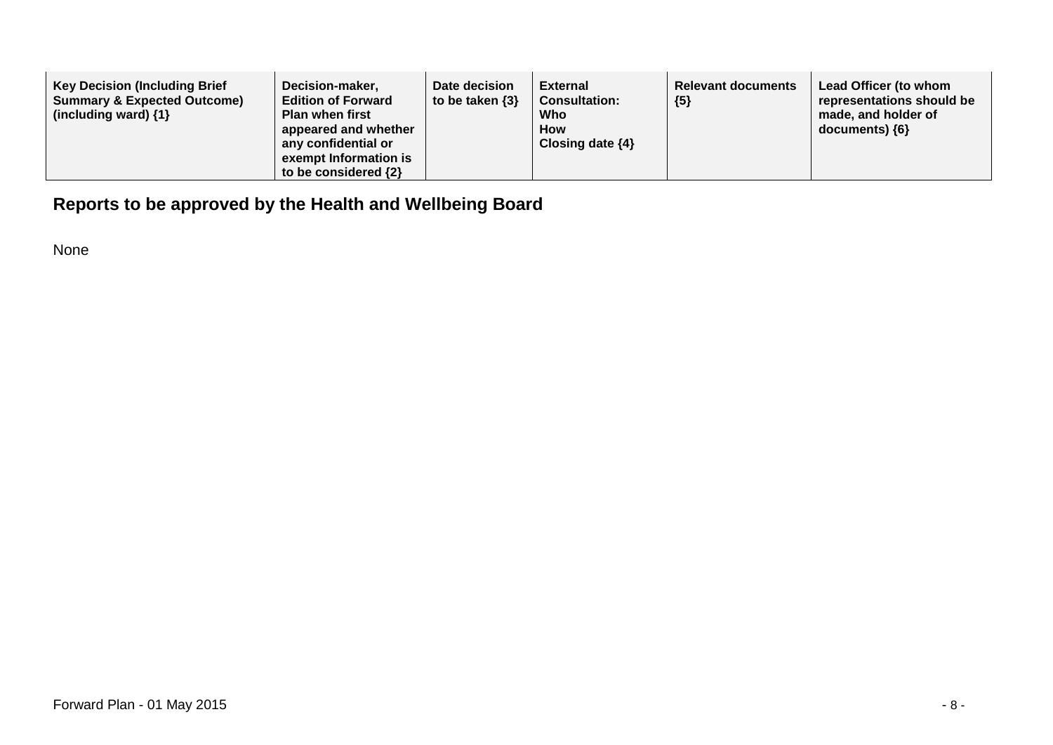| Key Decision (Including Brief Summary & Expected Outcome) (including ward) {1} | Decision-maker, Edition of Forward Plan when first appeared and whether any confidential or exempt Information is to be considered {2} | Date decision to be taken {3} | External Consultation: Who How Closing date {4} | Relevant documents {5} | Lead Officer (to whom representations should be made, and holder of documents) {6} |
|---|---|---|---|---|---|

## Reports to be approved by the Health and Wellbeing Board

None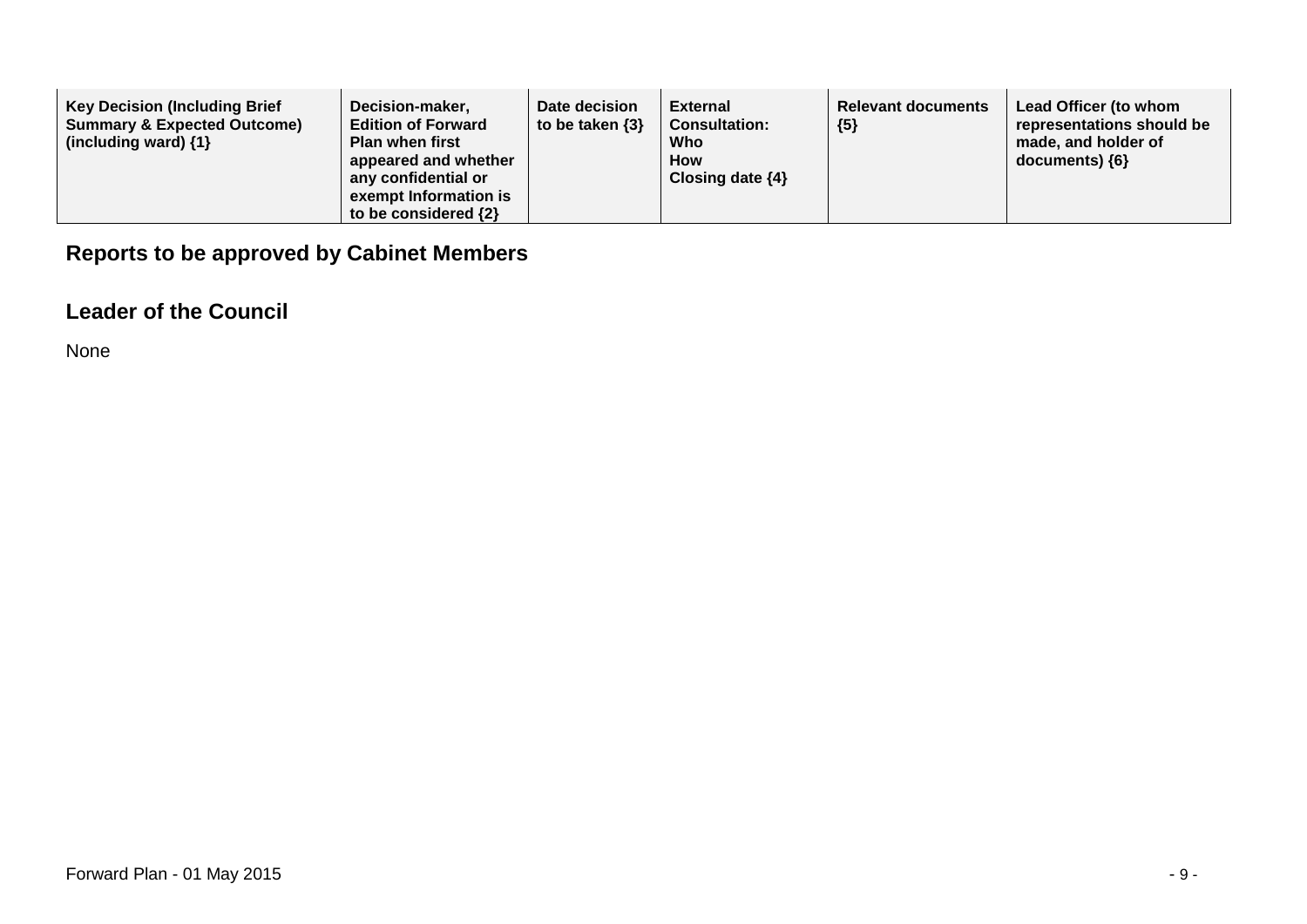| Key Decision (Including Brief Summary & Expected Outcome) (including ward) {1} | Decision-maker, Edition of Forward Plan when first appeared and whether any confidential or exempt Information is to be considered {2} | Date decision to be taken {3} | External Consultation: Who How Closing date {4} | Relevant documents {5} | Lead Officer (to whom representations should be made, and holder of documents) {6} |
|---|---|---|---|---|---|

## Reports to be approved by Cabinet Members

## Leader of the Council

None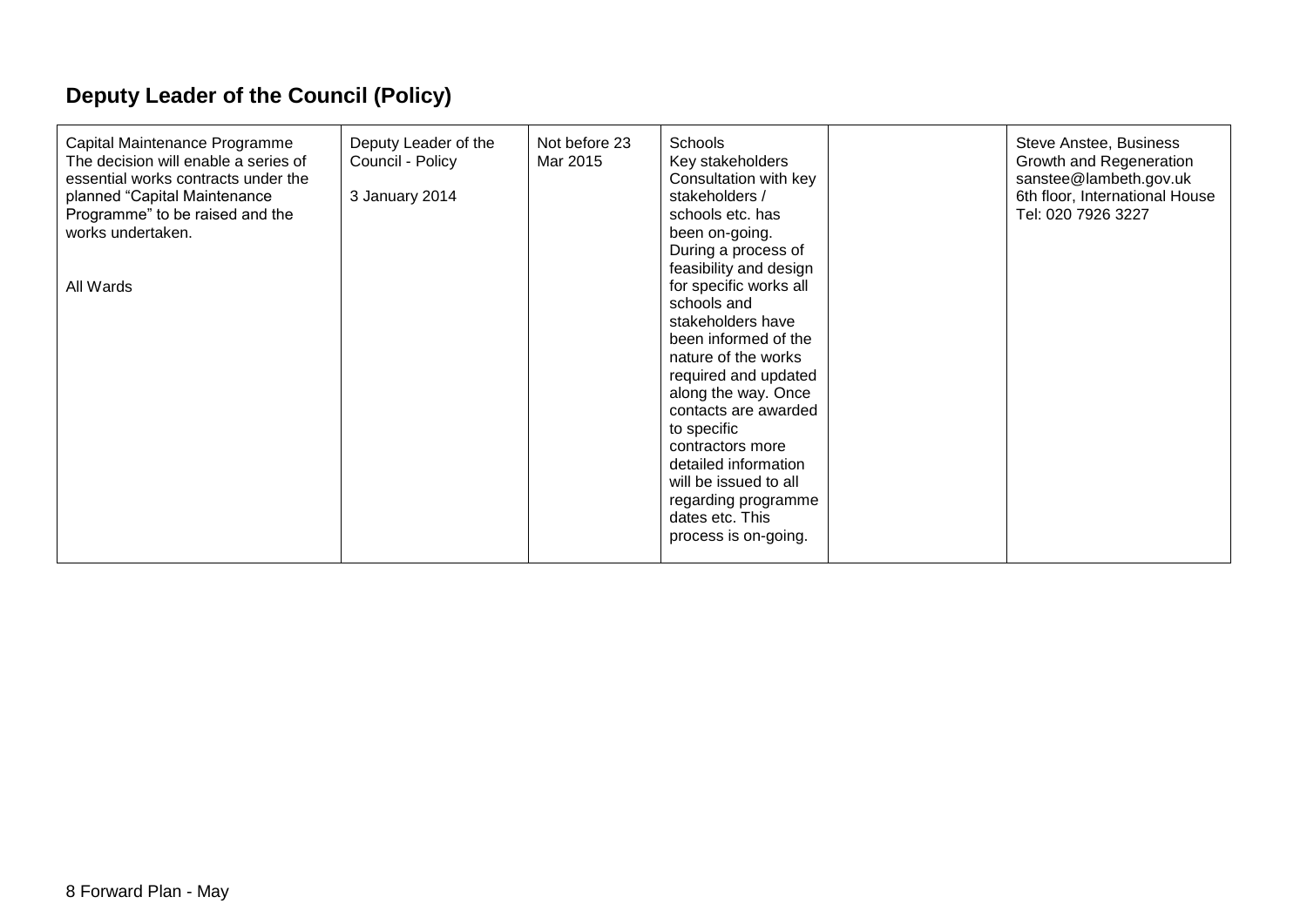## Deputy Leader of the Council (Policy)

| | | | | | |
|---|---|---|---|---|---|
| Capital Maintenance Programme<br>The decision will enable a series of essential works contracts under the planned "Capital Maintenance Programme" to be raised and the works undertaken.<br><br>All Wards | Deputy Leader of the Council - Policy<br><br>3 January 2014 | Not before 23 Mar 2015 | Schools<br>Key stakeholders<br>Consultation with key stakeholders / schools etc. has been on-going. During a process of feasibility and design for specific works all schools and stakeholders have been informed of the nature of the works required and updated along the way. Once contacts are awarded to specific contractors more detailed information will be issued to all regarding programme dates etc. This process is on-going. | | Steve Anstee, Business Growth and Regeneration<br>sanstee@lambeth.gov.uk<br>6th floor, International House<br>Tel: 020 7926 3227 |

8 Forward Plan - May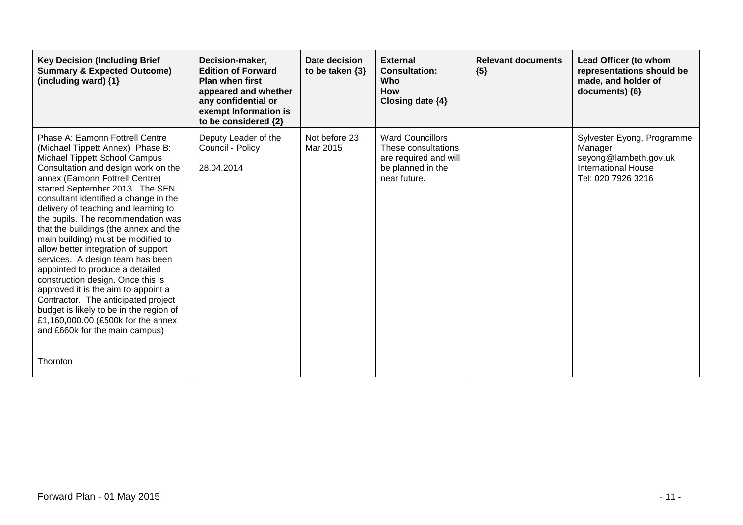| Key Decision (Including Brief Summary & Expected Outcome) (including ward) {1} | Decision-maker, Edition of Forward Plan when first appeared and whether any confidential or exempt Information is to be considered {2} | Date decision to be taken {3} | External Consultation: Who How Closing date {4} | Relevant documents {5} | Lead Officer (to whom representations should be made, and holder of documents) {6} |
|---|---|---|---|---|---|
| Phase A: Eamonn Fottrell Centre (Michael Tippett Annex) Phase B: Michael Tippett School Campus Consultation and design work on the annex (Eamonn Fottrell Centre) started September 2013. The SEN consultant identified a change in the delivery of teaching and learning to the pupils. The recommendation was that the buildings (the annex and the main building) must be modified to allow better integration of support services. A design team has been appointed to produce a detailed construction design. Once this is approved it is the aim to appoint a Contractor. The anticipated project budget is likely to be in the region of £1,160,000.00 (£500k for the annex and £660k for the main campus)<br><br>Thornton | Deputy Leader of the Council - Policy<br><br>28.04.2014 | Not before 23 Mar 2015 | Ward Councillors These consultations are required and will be planned in the near future. | | Sylvester Eyong, Programme Manager seyong@lambeth.gov.uk International House Tel: 020 7926 3216 |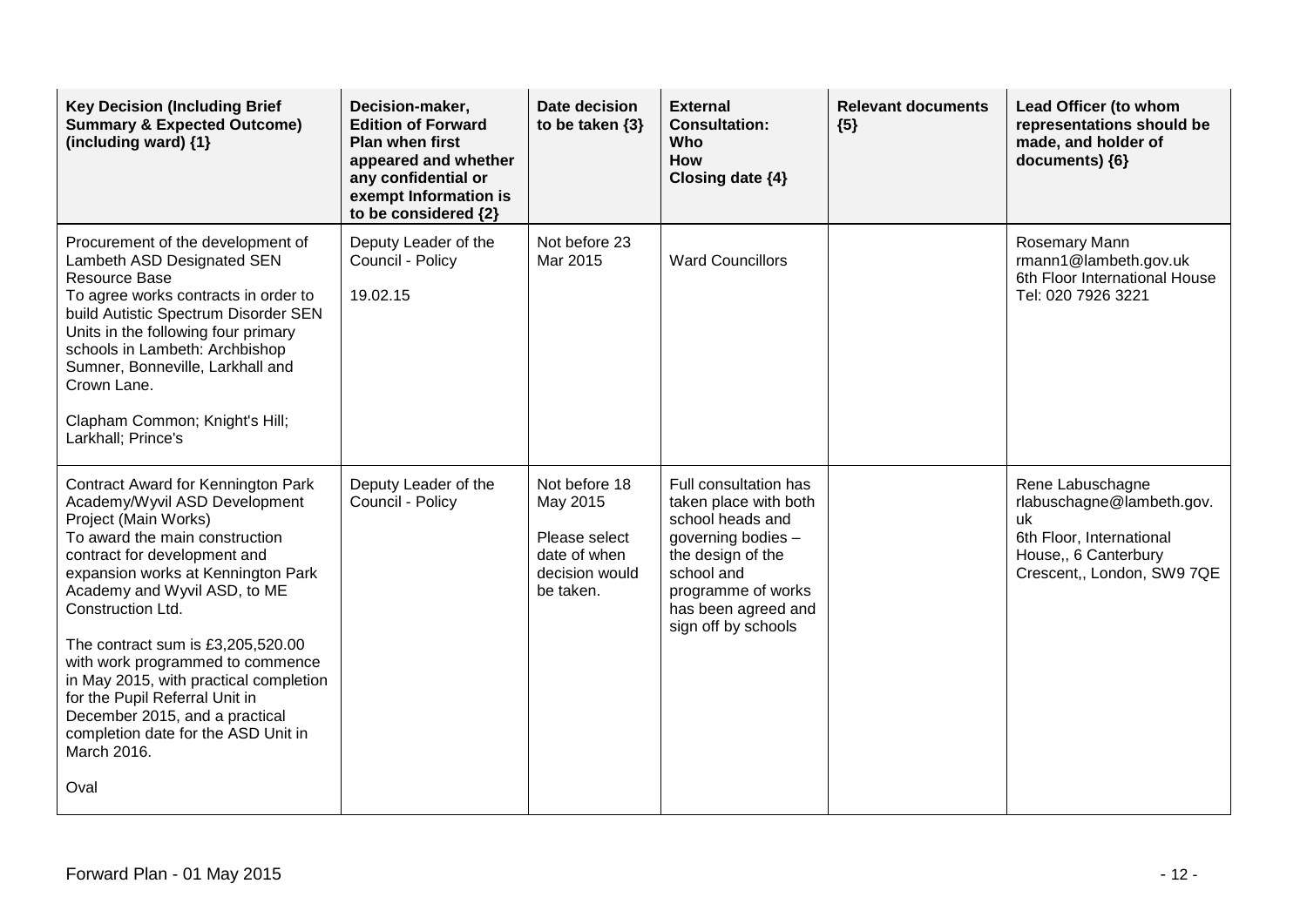| Key Decision (Including Brief Summary & Expected Outcome) (including ward) {1} | Decision-maker, Edition of Forward Plan when first appeared and whether any confidential or exempt Information is to be considered {2} | Date decision to be taken {3} | External Consultation: Who How Closing date {4} | Relevant documents {5} | Lead Officer (to whom representations should be made, and holder of documents) {6} |
|---|---|---|---|---|---|
| Procurement of the development of Lambeth ASD Designated SEN Resource Base<br>To agree works contracts in order to build Autistic Spectrum Disorder SEN Units in the following four primary schools in Lambeth: Archbishop Sumner, Bonneville, Larkhall and Crown Lane.<br><br>Clapham Common; Knight's Hill; Larkhall; Prince's | Deputy Leader of the Council - Policy<br><br>19.02.15 | Not before 23 Mar 2015 | Ward Councillors | | Rosemary Mann<br>rmann1@lambeth.gov.uk<br>6th Floor International House<br>Tel: 020 7926 3221 |
| Contract Award for Kennington Park Academy/Wyvil ASD Development Project (Main Works)<br>To award the main construction contract for development and expansion works at Kennington Park Academy and Wyvil ASD, to ME Construction Ltd.<br><br>The contract sum is £3,205,520.00 with work programmed to commence in May 2015, with practical completion for the Pupil Referral Unit in December 2015, and a practical completion date for the ASD Unit in March 2016.<br><br>Oval | Deputy Leader of the Council - Policy | Not before 18 May 2015<br><br>Please select date of when decision would be taken. | Full consultation has taken place with both school heads and governing bodies – the design of the school and programme of works has been agreed and sign off by schools | | Rene Labuschagne<br>rlabuschagne@lambeth.gov.uk<br>6th Floor, International House,, 6 Canterbury Crescent,, London, SW9 7QE |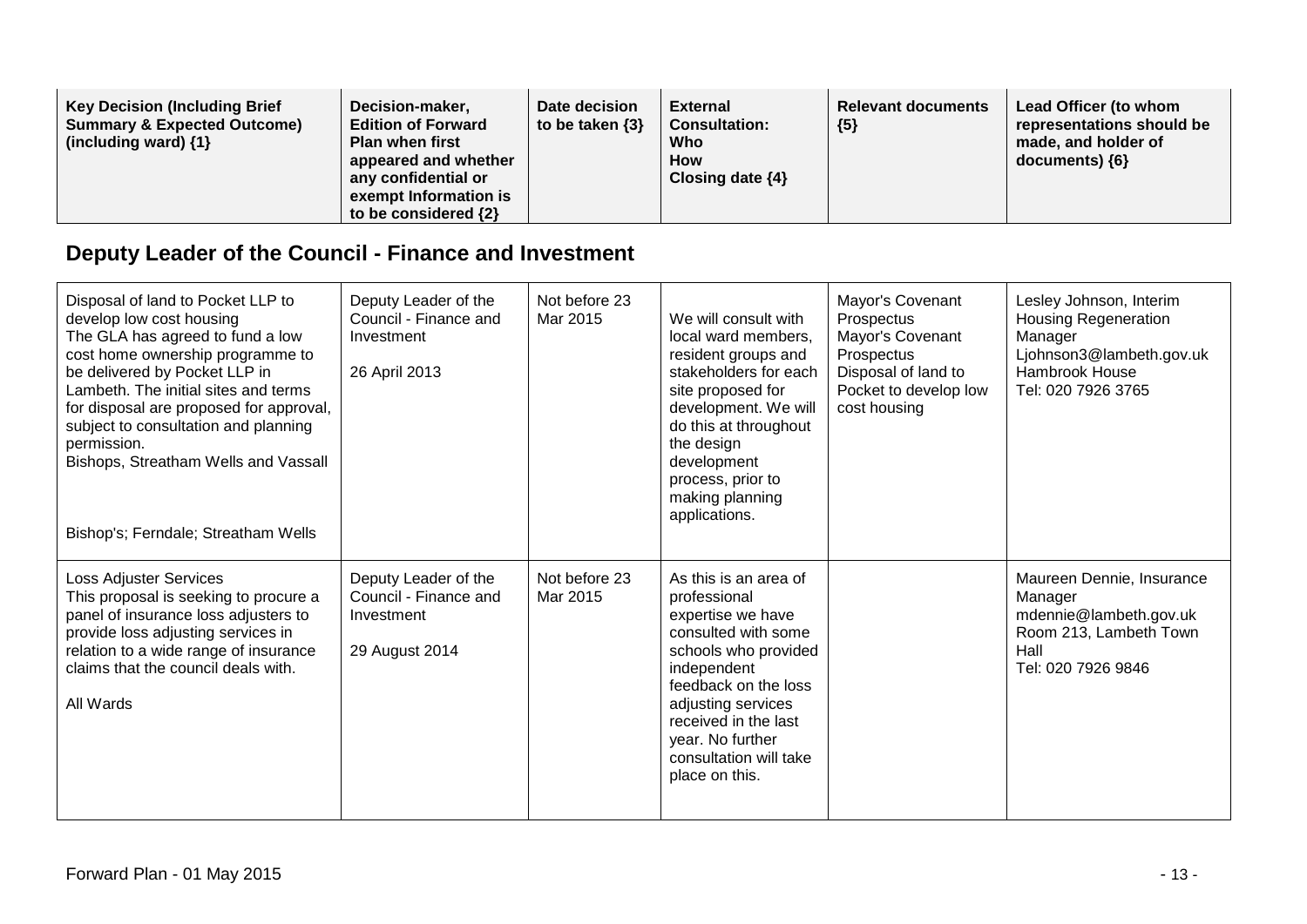| Key Decision (Including Brief Summary & Expected Outcome) (including ward) {1} | Decision-maker, Edition of Forward Plan when first appeared and whether any confidential or exempt Information is to be considered {2} | Date decision to be taken {3} | External Consultation: Who How Closing date {4} | Relevant documents {5} | Lead Officer (to whom representations should be made, and holder of documents) {6} |
|---|---|---|---|---|---|

## Deputy Leader of the Council - Finance and Investment

| | | | | | |
|---|---|---|---|---|---|
| Disposal of land to Pocket LLP to develop low cost housing<br>The GLA has agreed to fund a low cost home ownership programme to be delivered by Pocket LLP in Lambeth. The initial sites and terms for disposal are proposed for approval, subject to consultation and planning permission.<br>Bishops, Streatham Wells and Vassall<br><br>Bishop's; Ferndale; Streatham Wells | Deputy Leader of the Council - Finance and Investment<br><br>26 April 2013 | Not before 23 Mar 2015 | We will consult with local ward members, resident groups and stakeholders for each site proposed for development. We will do this at throughout the design development process, prior to making planning applications. | Mayor's Covenant Prospectus<br>Mayor's Covenant Prospectus<br>Disposal of land to Pocket to develop low cost housing | Lesley Johnson, Interim Housing Regeneration Manager<br>Ljohnson3@lambeth.gov.uk<br>Hambrook House<br>Tel: 020 7926 3765 |
| Loss Adjuster Services<br>This proposal is seeking to procure a panel of insurance loss adjusters to provide loss adjusting services in relation to a wide range of insurance claims that the council deals with.<br><br>All Wards | Deputy Leader of the Council - Finance and Investment<br><br>29 August 2014 | Not before 23 Mar 2015 | As this is an area of professional expertise we have consulted with some schools who provided independent feedback on the loss adjusting services received in the last year. No further consultation will take place on this. | | Maureen Dennie, Insurance Manager<br>mdennie@lambeth.gov.uk<br>Room 213, Lambeth Town Hall<br>Tel: 020 7926 9846 |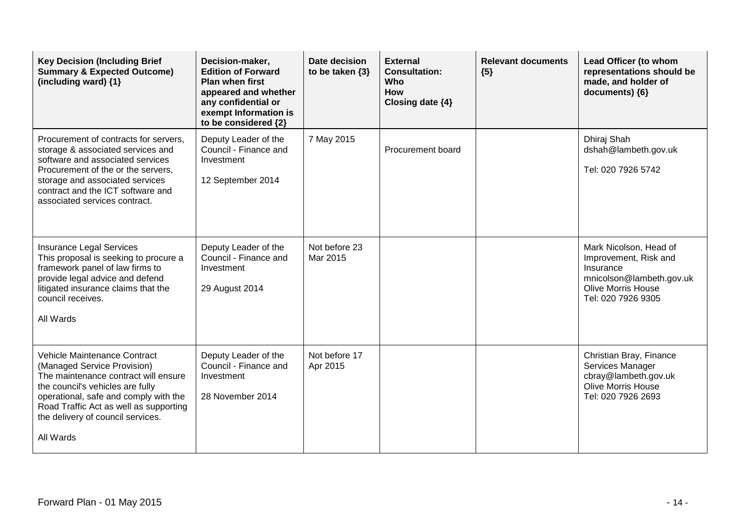| Key Decision (Including Brief Summary & Expected Outcome) (including ward) {1} | Decision-maker, Edition of Forward Plan when first appeared and whether any confidential or exempt Information is to be considered {2} | Date decision to be taken {3} | External Consultation: Who How Closing date {4} | Relevant documents {5} | Lead Officer (to whom representations should be made, and holder of documents) {6} |
|---|---|---|---|---|---|
| Procurement of contracts for servers, storage & associated services and software and associated services Procurement of the or the servers, storage and associated services contract and the ICT software and associated services contract. | Deputy Leader of the Council - Finance and Investment<br><br>12 September 2014 | 7 May 2015 | Procurement board | | Dhiraj Shah<br>dshah@lambeth.gov.uk<br><br>Tel: 020 7926 5742 |
| Insurance Legal Services<br>This proposal is seeking to procure a framework panel of law firms to provide legal advice and defend litigated insurance claims that the council receives.<br><br>All Wards | Deputy Leader of the Council - Finance and Investment<br><br>29 August 2014 | Not before 23 Mar 2015 | | | Mark Nicolson, Head of Improvement, Risk and Insurance<br>mnicolson@lambeth.gov.uk<br>Olive Morris House<br>Tel: 020 7926 9305 |
| Vehicle Maintenance Contract (Managed Service Provision)<br>The maintenance contract will ensure the council's vehicles are fully operational, safe and comply with the Road Traffic Act as well as supporting the delivery of council services.<br><br>All Wards | Deputy Leader of the Council - Finance and Investment<br><br>28 November 2014 | Not before 17 Apr 2015 | | | Christian Bray, Finance Services Manager<br>cbray@lambeth.gov.uk<br>Olive Morris House<br>Tel: 020 7926 2693 |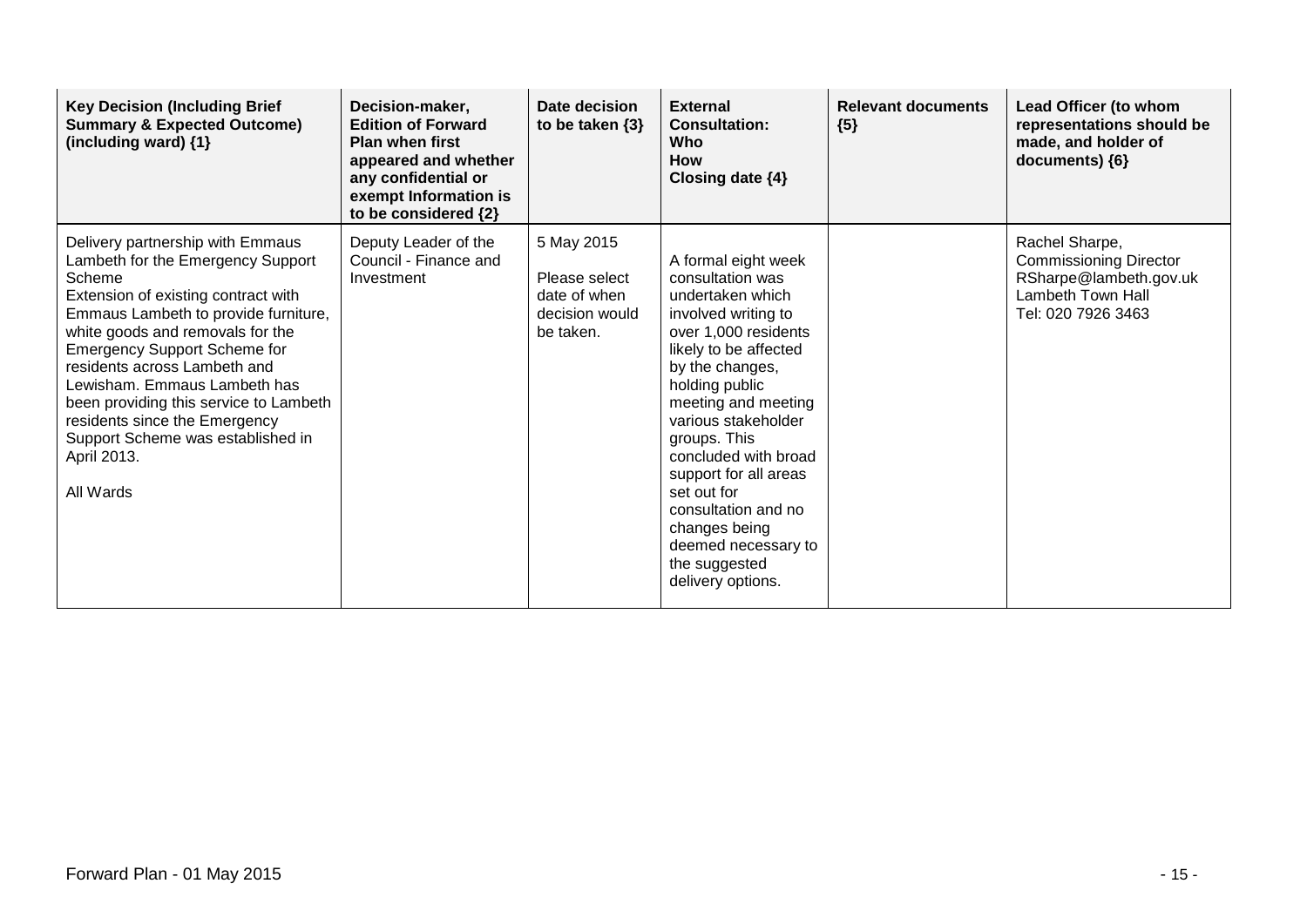| Key Decision (Including Brief Summary & Expected Outcome) (including ward) {1} | Decision-maker, Edition of Forward Plan when first appeared and whether any confidential or exempt Information is to be considered {2} | Date decision to be taken {3} | External Consultation: Who How Closing date {4} | Relevant documents {5} | Lead Officer (to whom representations should be made, and holder of documents) {6} |
|---|---|---|---|---|---|
| Delivery partnership with Emmaus Lambeth for the Emergency Support Scheme<br>Extension of existing contract with Emmaus Lambeth to provide furniture, white goods and removals for the Emergency Support Scheme for residents across Lambeth and Lewisham. Emmaus Lambeth has been providing this service to Lambeth residents since the Emergency Support Scheme was established in April 2013.<br><br>All Wards | Deputy Leader of the Council - Finance and Investment | 5 May 2015<br>Please select date of when decision would be taken. | A formal eight week consultation was undertaken which involved writing to over 1,000 residents likely to be affected by the changes, holding public meeting and meeting various stakeholder groups. This concluded with broad support for all areas set out for consultation and no changes being deemed necessary to the suggested delivery options. | | Rachel Sharpe, Commissioning Director<br>RSharpe@lambeth.gov.uk<br>Lambeth Town Hall<br>Tel: 020 7926 3463 |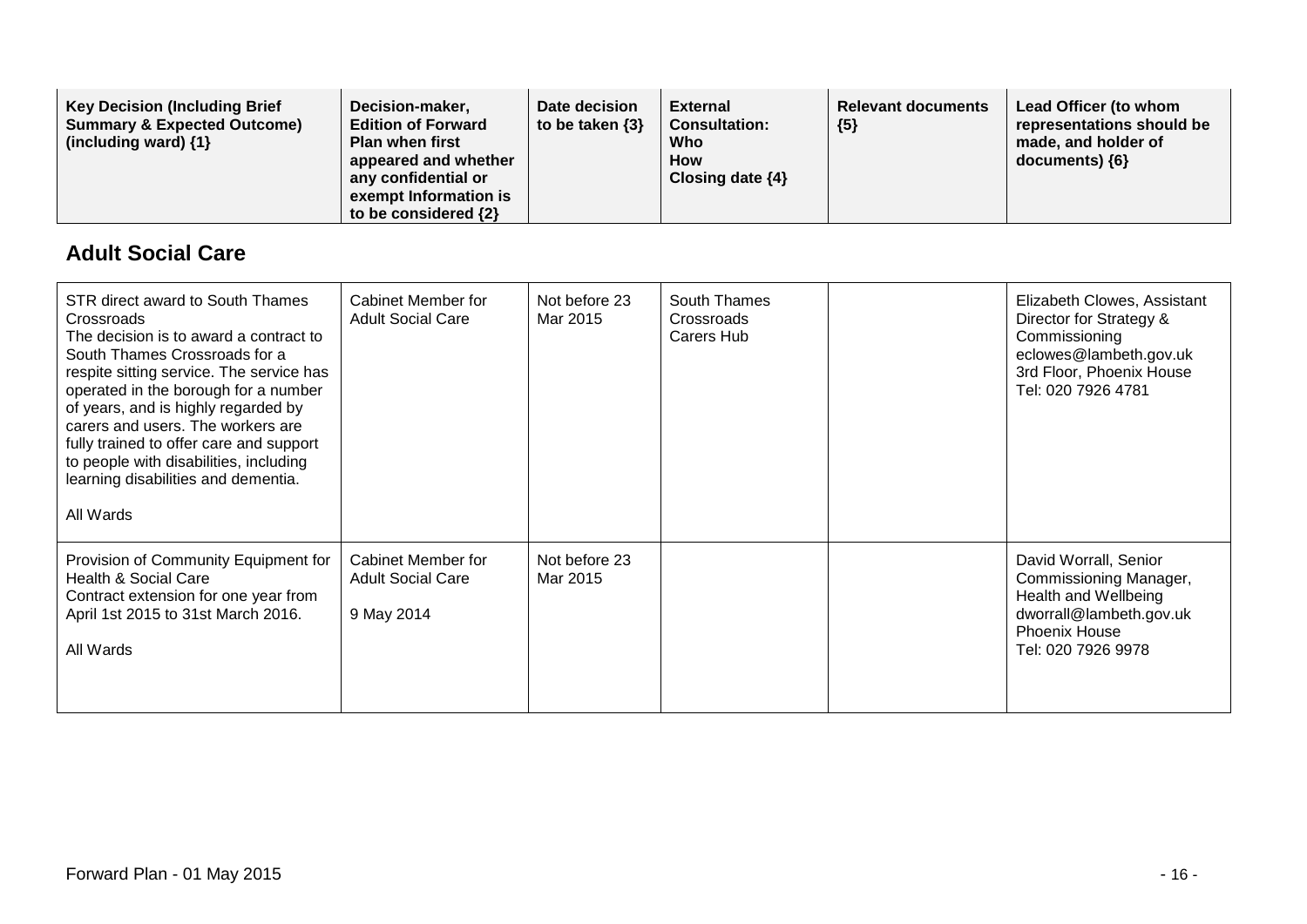| Key Decision (Including Brief Summary & Expected Outcome) (including ward) {1} | Decision-maker, Edition of Forward Plan when first appeared and whether any confidential or exempt Information is to be considered {2} | Date decision to be taken {3} | External Consultation: Who How Closing date {4} | Relevant documents {5} | Lead Officer (to whom representations should be made, and holder of documents) {6} |
|---|---|---|---|---|---|

## Adult Social Care

| Key Decision | Decision-maker | Date decision to be taken | External Consultation | Relevant documents | Lead Officer |
|---|---|---|---|---|---|
| STR direct award to South Thames Crossroads<br>The decision is to award a contract to South Thames Crossroads for a respite sitting service. The service has operated in the borough for a number of years, and is highly regarded by carers and users. The workers are fully trained to offer care and support to people with disabilities, including learning disabilities and dementia.<br><br>All Wards | Cabinet Member for Adult Social Care | Not before 23 Mar 2015 | South Thames Crossroads Carers Hub | | Elizabeth Clowes, Assistant Director for Strategy & Commissioning<br>eclowes@lambeth.gov.uk<br>3rd Floor, Phoenix House<br>Tel: 020 7926 4781 |
| Provision of Community Equipment for Health & Social Care<br>Contract extension for one year from April 1st 2015 to 31st March 2016.<br><br>All Wards | Cabinet Member for Adult Social Care<br><br>9 May 2014 | Not before 23 Mar 2015 | | | David Worrall, Senior Commissioning Manager, Health and Wellbeing<br>dworrall@lambeth.gov.uk<br>Phoenix House<br>Tel: 020 7926 9978 |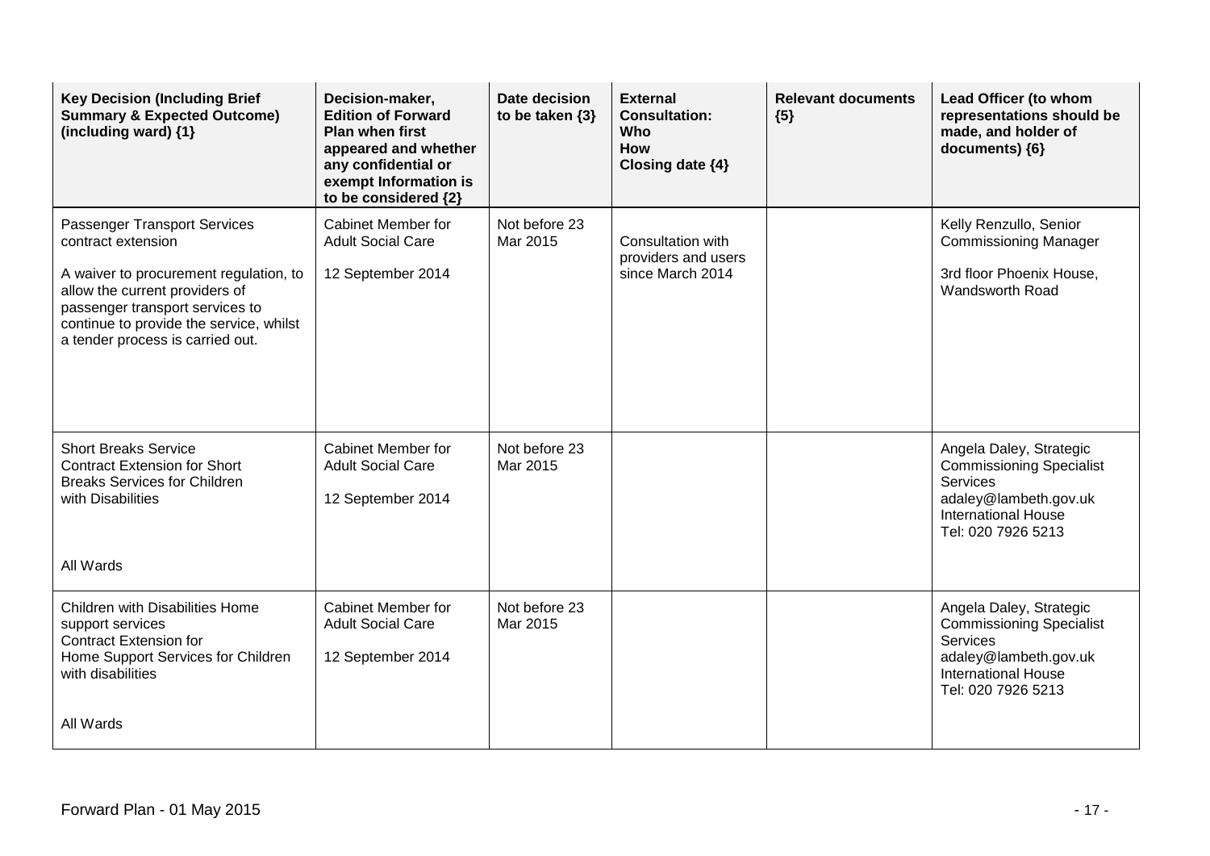| Key Decision (Including Brief Summary & Expected Outcome) (including ward) {1} | Decision-maker, Edition of Forward Plan when first appeared and whether any confidential or exempt Information is to be considered {2} | Date decision to be taken {3} | External Consultation: Who How Closing date {4} | Relevant documents {5} | Lead Officer (to whom representations should be made, and holder of documents) {6} |
|---|---|---|---|---|---|
| Passenger Transport Services contract extension<br><br>A waiver to procurement regulation, to allow the current providers of passenger transport services to continue to provide the service, whilst a tender process is carried out. | Cabinet Member for Adult Social Care<br><br>12 September 2014 | Not before 23 Mar 2015 | Consultation with providers and users since March 2014 | | Kelly Renzullo, Senior Commissioning Manager<br><br>3rd floor Phoenix House, Wandsworth Road |
| Short Breaks Service<br>Contract Extension for Short Breaks Services for Children with Disabilities<br><br>All Wards | Cabinet Member for Adult Social Care<br><br>12 September 2014 | Not before 23 Mar 2015 | | | Angela Daley, Strategic Commissioning Specialist Services<br>adaley@lambeth.gov.uk<br>International House<br>Tel: 020 7926 5213 |
| Children with Disabilities Home support services<br>Contract Extension for Home Support Services for Children with disabilities<br><br>All Wards | Cabinet Member for Adult Social Care<br><br>12 September 2014 | Not before 23 Mar 2015 | | | Angela Daley, Strategic Commissioning Specialist Services<br>adaley@lambeth.gov.uk<br>International House<br>Tel: 020 7926 5213 |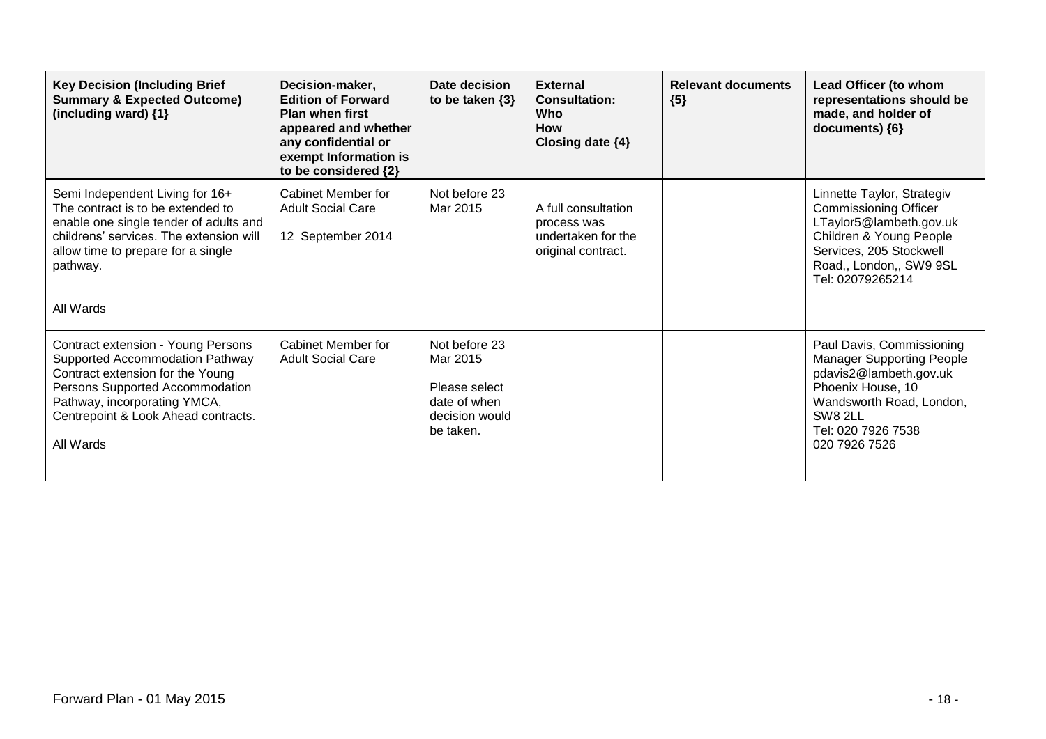| Key Decision (Including Brief Summary & Expected Outcome) (including ward) {1} | Decision-maker, Edition of Forward Plan when first appeared and whether any confidential or exempt Information is to be considered {2} | Date decision to be taken {3} | External Consultation: Who How Closing date {4} | Relevant documents {5} | Lead Officer (to whom representations should be made, and holder of documents) {6} |
|---|---|---|---|---|---|
| Semi Independent Living for 16+<br>The contract is to be extended to enable one single tender of adults and childrens' services. The extension will allow time to prepare for a single pathway.<br><br>All Wards | Cabinet Member for Adult Social Care<br><br>12 September 2014 | Not before 23 Mar 2015 | A full consultation process was undertaken for the original contract. | | Linnette Taylor, Strategiv Commissioning Officer<br>LTaylor5@lambeth.gov.uk<br>Children & Young People Services, 205 Stockwell Road,, London,, SW9 9SL<br>Tel: 02079265214 |
| Contract extension - Young Persons Supported Accommodation Pathway<br>Contract extension for the Young Persons Supported Accommodation Pathway, incorporating YMCA, Centrepoint & Look Ahead contracts.<br><br>All Wards | Cabinet Member for Adult Social Care | Not before 23 Mar 2015<br><br>Please select date of when decision would be taken. | | | Paul Davis, Commissioning Manager Supporting People<br>pdavis2@lambeth.gov.uk<br>Phoenix House, 10 Wandsworth Road, London, SW8 2LL<br>Tel: 020 7926 7538<br>020 7926 7526 |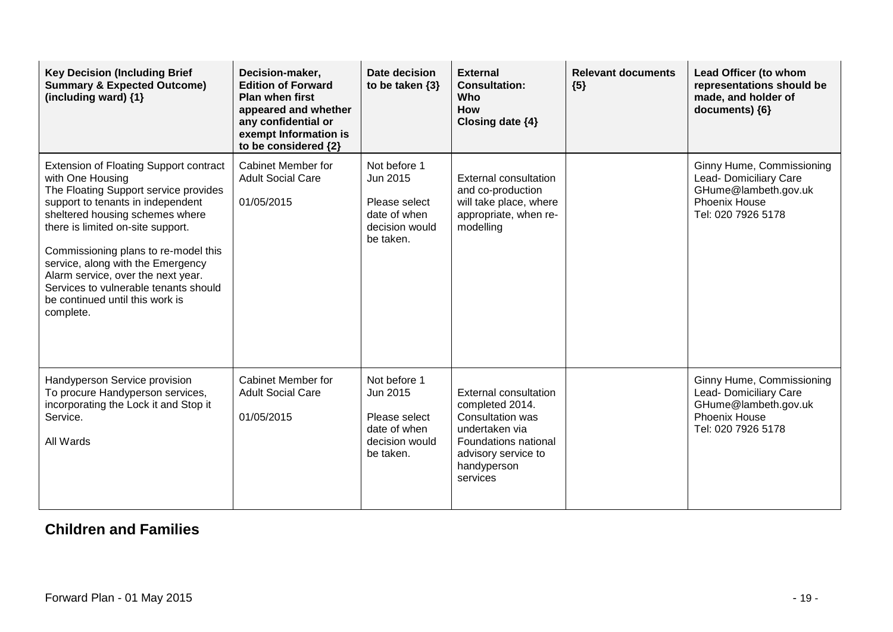| Key Decision (Including Brief Summary & Expected Outcome) (including ward) {1} | Decision-maker, Edition of Forward Plan when first appeared and whether any confidential or exempt Information is to be considered {2} | Date decision to be taken {3} | External Consultation: Who How Closing date {4} | Relevant documents {5} | Lead Officer (to whom representations should be made, and holder of documents) {6} |
|---|---|---|---|---|---|
| Extension of Floating Support contract with One Housing<br>The Floating Support service provides support to tenants in independent sheltered housing schemes where there is limited on-site support.<br><br>Commissioning plans to re-model this service, along with the Emergency Alarm service, over the next year. Services to vulnerable tenants should be continued until this work is complete. | Cabinet Member for Adult Social Care<br><br>01/05/2015 | Not before 1 Jun 2015<br><br>Please select date of when decision would be taken. | External consultation and co-production will take place, where appropriate, when re-modelling | | Ginny Hume, Commissioning Lead- Domiciliary Care<br>GHume@lambeth.gov.uk<br>Phoenix House<br>Tel: 020 7926 5178 |
| Handyperson Service provision<br>To procure Handyperson services, incorporating the Lock it and Stop it Service.<br><br>All Wards | Cabinet Member for Adult Social Care<br><br>01/05/2015 | Not before 1 Jun 2015<br><br>Please select date of when decision would be taken. | External consultation completed 2014. Consultation was undertaken via Foundations national advisory service to handyperson services | | Ginny Hume, Commissioning Lead- Domiciliary Care<br>GHume@lambeth.gov.uk<br>Phoenix House<br>Tel: 020 7926 5178 |

## Children and Families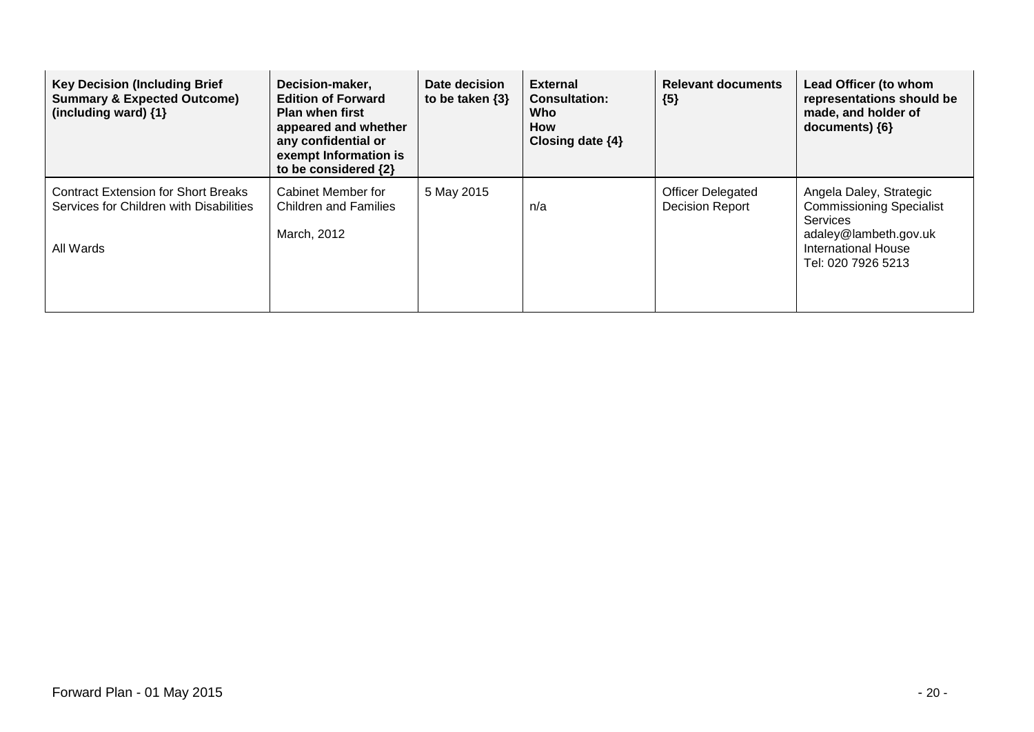| Key Decision (Including Brief Summary & Expected Outcome) (including ward) {1} | Decision-maker, Edition of Forward Plan when first appeared and whether any confidential or exempt Information is to be considered {2} | Date decision to be taken {3} | External Consultation: Who How Closing date {4} | Relevant documents {5} | Lead Officer (to whom representations should be made, and holder of documents) {6} |
|---|---|---|---|---|---|
| Contract Extension for Short Breaks Services for Children with Disabilities<br><br>All Wards | Cabinet Member for Children and Families<br><br>March, 2012 | 5 May 2015 | n/a | Officer Delegated Decision Report | Angela Daley, Strategic Commissioning Specialist Services<br>adaley@lambeth.gov.uk<br>International House<br>Tel: 020 7926 5213 |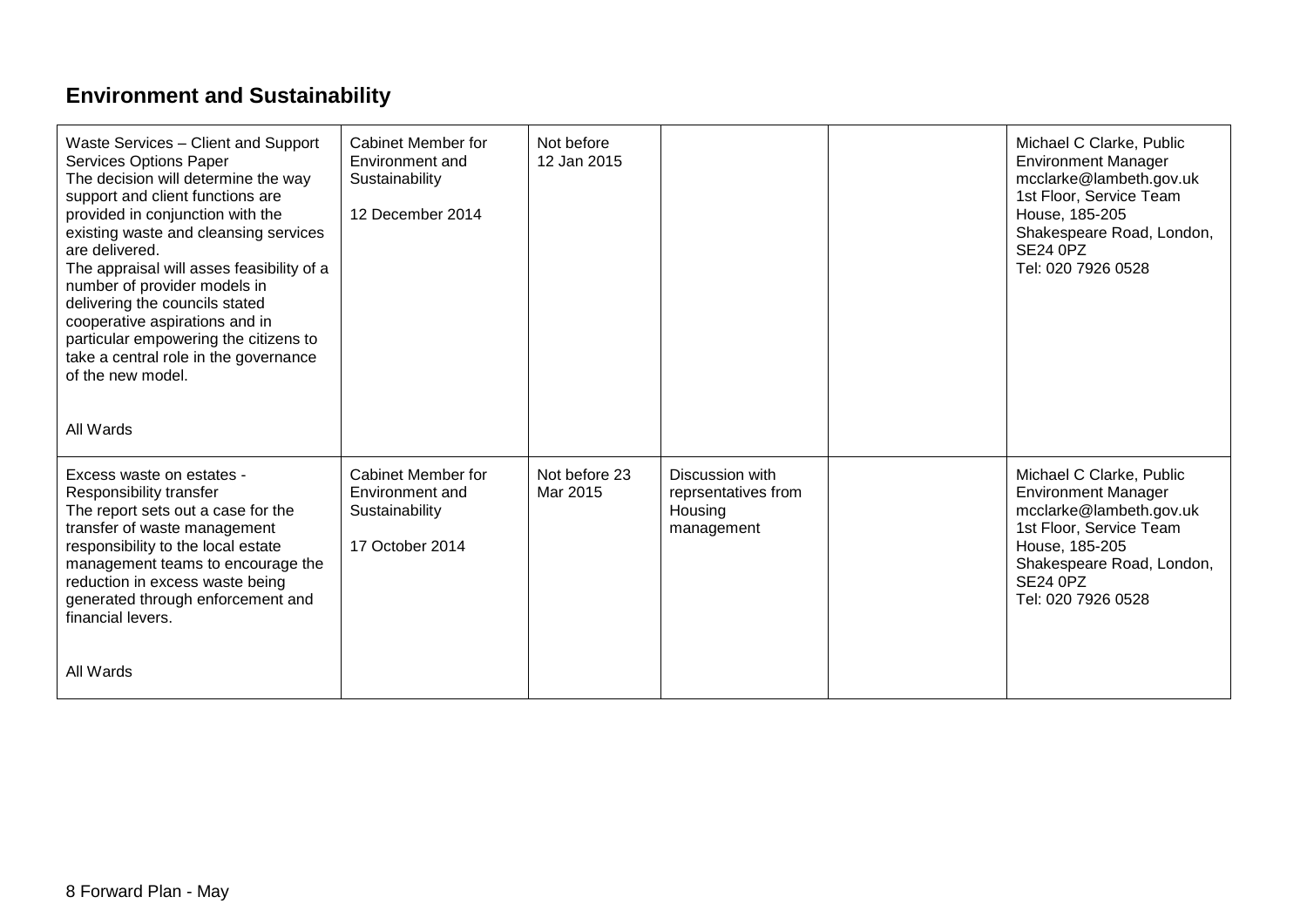## Environment and Sustainability

| | | | | | |
|---|---|---|---|---|---|
| Waste Services – Client and Support Services Options Paper<br>The decision will determine the way support and client functions are provided in conjunction with the existing waste and cleansing services are delivered.<br>The appraisal will asses feasibility of a number of provider models in delivering the councils stated cooperative aspirations and in particular empowering the citizens to take a central role in the governance of the new model.<br><br>All Wards | Cabinet Member for Environment and Sustainability<br><br>12 December 2014 | Not before 12 Jan 2015 | | | Michael C Clarke, Public Environment Manager<br>mcclarke@lambeth.gov.uk<br>1st Floor, Service Team House, 185-205 Shakespeare Road, London, SE24 0PZ<br>Tel: 020 7926 0528 |
| Excess waste on estates - Responsibility transfer<br>The report sets out a case for the transfer of waste management responsibility to the local estate management teams to encourage the reduction in excess waste being generated through enforcement and financial levers.<br><br>All Wards | Cabinet Member for Environment and Sustainability<br><br>17 October 2014 | Not before 23 Mar 2015 | Discussion with reprsentatives from Housing management | | Michael C Clarke, Public Environment Manager<br>mcclarke@lambeth.gov.uk<br>1st Floor, Service Team House, 185-205 Shakespeare Road, London, SE24 0PZ<br>Tel: 020 7926 0528 |

8 Forward Plan - May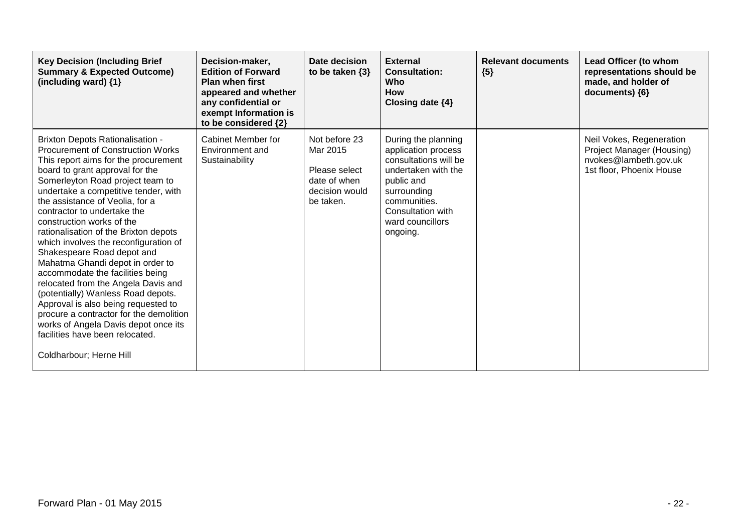| Key Decision (Including Brief Summary & Expected Outcome) (including ward) {1} | Decision-maker, Edition of Forward Plan when first appeared and whether any confidential or exempt Information is to be considered {2} | Date decision to be taken {3} | External Consultation: Who How Closing date {4} | Relevant documents {5} | Lead Officer (to whom representations should be made, and holder of documents) {6} |
|---|---|---|---|---|---|
| Brixton Depots Rationalisation - Procurement of Construction Works This report aims for the procurement board to grant approval for the Somerleyton Road project team to undertake a competitive tender, with the assistance of Veolia, for a contractor to undertake the construction works of the rationalisation of the Brixton depots which involves the reconfiguration of Shakespeare Road depot and Mahatma Ghandi depot in order to accommodate the facilities being relocated from the Angela Davis and (potentially) Wanless Road depots. Approval is also being requested to procure a contractor for the demolition works of Angela Davis depot once its facilities have been relocated.<br><br>Coldharbour; Herne Hill | Cabinet Member for Environment and Sustainability | Not before 23 Mar 2015<br><br>Please select date of when decision would be taken. | During the planning application process consultations will be undertaken with the public and surrounding communities. Consultation with ward councillors ongoing. | | Neil Vokes, Regeneration Project Manager (Housing) nvokes@lambeth.gov.uk 1st floor, Phoenix House |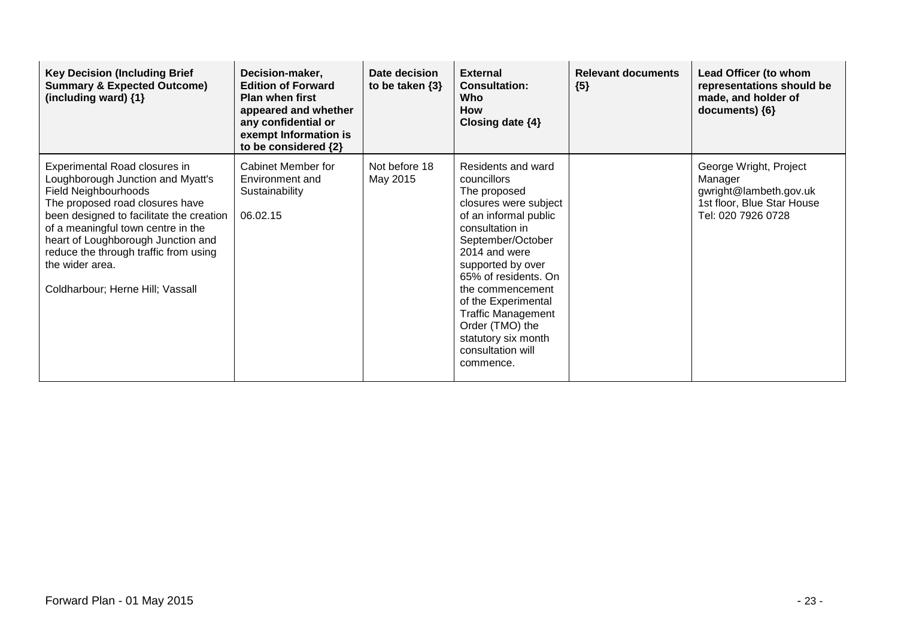| Key Decision (Including Brief Summary & Expected Outcome) (including ward) {1} | Decision-maker, Edition of Forward Plan when first appeared and whether any confidential or exempt Information is to be considered {2} | Date decision to be taken {3} | External Consultation: Who How Closing date {4} | Relevant documents {5} | Lead Officer (to whom representations should be made, and holder of documents) {6} |
|---|---|---|---|---|---|
| Experimental Road closures in Loughborough Junction and Myatt's Field Neighbourhoods<br>The proposed road closures have been designed to facilitate the creation of a meaningful town centre in the heart of Loughborough Junction and reduce the through traffic from using the wider area.<br><br>Coldharbour; Herne Hill; Vassall | Cabinet Member for Environment and Sustainability<br><br>06.02.15 | Not before 18 May 2015 | Residents and ward councillors<br>The proposed closures were subject of an informal public consultation in September/October 2014 and were supported by over 65% of residents. On the commencement of the Experimental Traffic Management Order (TMO) the statutory six month consultation will commence. | | George Wright, Project Manager<br>gwright@lambeth.gov.uk<br>1st floor, Blue Star House<br>Tel: 020 7926 0728 |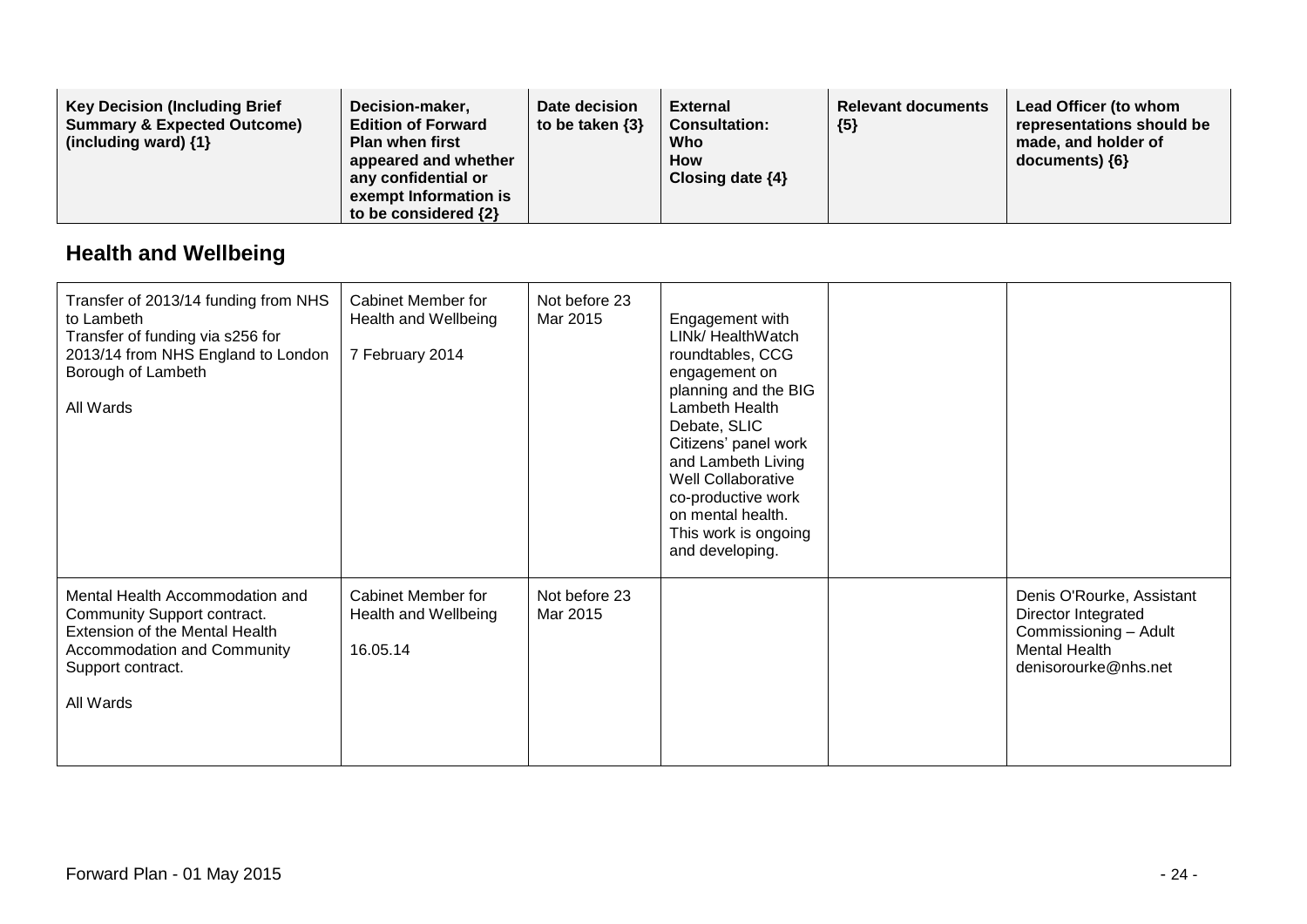| Key Decision (Including Brief Summary & Expected Outcome) (including ward) {1} | Decision-maker, Edition of Forward Plan when first appeared and whether any confidential or exempt Information is to be considered {2} | Date decision to be taken {3} | External Consultation: Who How Closing date {4} | Relevant documents {5} | Lead Officer (to whom representations should be made, and holder of documents) {6} |
|---|---|---|---|---|---|

## Health and Wellbeing

| Key Decision (Including Brief Summary & Expected Outcome) (including ward) {1} | Decision-maker, Edition of Forward Plan when first appeared and whether any confidential or exempt Information is to be considered {2} | Date decision to be taken {3} | External Consultation: Who How Closing date {4} | Relevant documents {5} | Lead Officer (to whom representations should be made, and holder of documents) {6} |
|---|---|---|---|---|---|
| Transfer of 2013/14 funding from NHS to Lambeth<br>Transfer of funding via s256 for 2013/14 from NHS England to London Borough of Lambeth<br><br>All Wards | Cabinet Member for Health and Wellbeing<br><br>7 February 2014 | Not before 23 Mar 2015 | Engagement with LINk/ HealthWatch roundtables, CCG engagement on planning and the BIG Lambeth Health Debate, SLIC Citizens' panel work and Lambeth Living Well Collaborative co-productive work on mental health. This work is ongoing and developing. | | |
| Mental Health Accommodation and Community Support contract.<br>Extension of the Mental Health Accommodation and Community Support contract.<br><br>All Wards | Cabinet Member for Health and Wellbeing<br><br>16.05.14 | Not before 23 Mar 2015 | | | Denis O'Rourke, Assistant Director Integrated Commissioning – Adult Mental Health<br>denisorourke@nhs.net |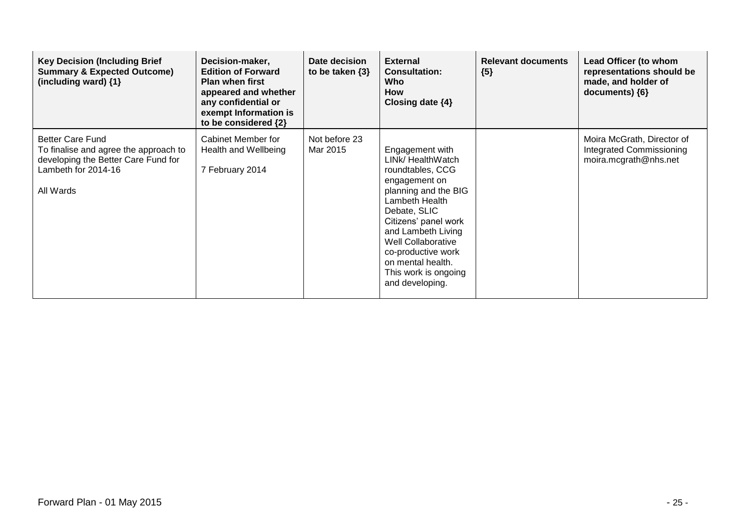| Key Decision (Including Brief Summary & Expected Outcome) (including ward) {1} | Decision-maker, Edition of Forward Plan when first appeared and whether any confidential or exempt Information is to be considered {2} | Date decision to be taken {3} | External Consultation: Who How Closing date {4} | Relevant documents {5} | Lead Officer (to whom representations should be made, and holder of documents) {6} |
|---|---|---|---|---|---|
| Better Care Fund<br>To finalise and agree the approach to developing the Better Care Fund for Lambeth for 2014-16<br><br>All Wards | Cabinet Member for Health and Wellbeing<br><br>7 February 2014 | Not before 23 Mar 2015 | Engagement with LINk/ HealthWatch roundtables, CCG engagement on planning and the BIG Lambeth Health Debate, SLIC Citizens' panel work and Lambeth Living Well Collaborative co-productive work on mental health. This work is ongoing and developing. | | Moira McGrath, Director of Integrated Commissioning moira.mcgrath@nhs.net |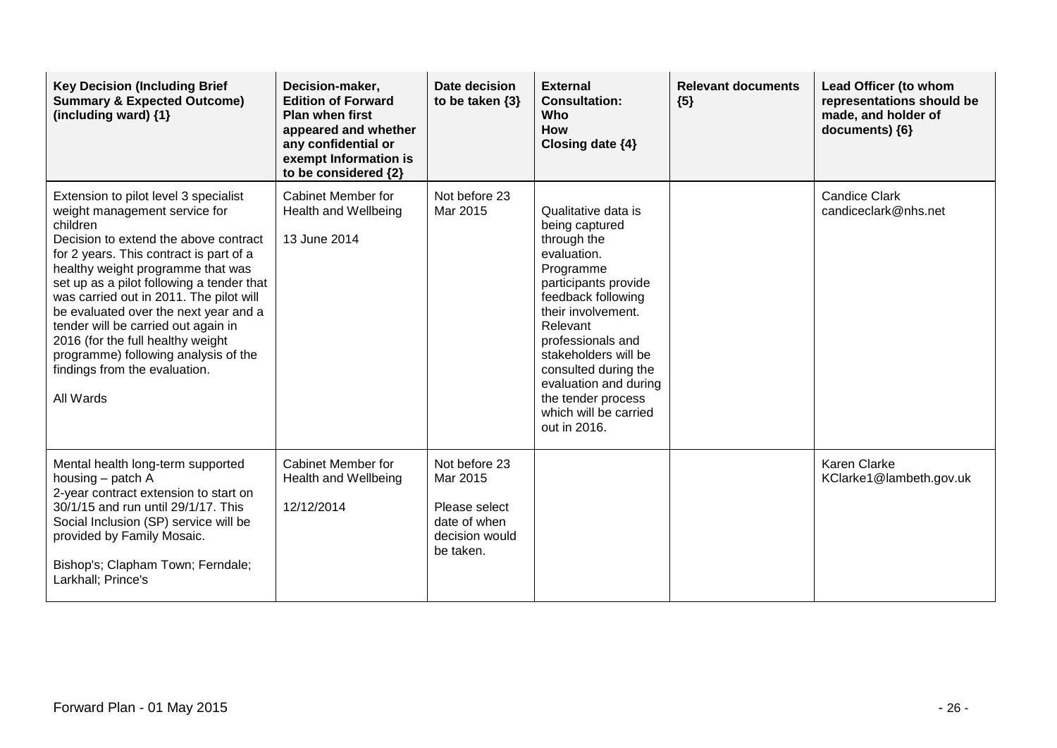| Key Decision (Including Brief Summary & Expected Outcome) (including ward) {1} | Decision-maker, Edition of Forward Plan when first appeared and whether any confidential or exempt Information is to be considered {2} | Date decision to be taken {3} | External Consultation: Who How Closing date {4} | Relevant documents {5} | Lead Officer (to whom representations should be made, and holder of documents) {6} |
|---|---|---|---|---|---|
| Extension to pilot level 3 specialist weight management service for children<br>Decision to extend the above contract for 2 years. This contract is part of a healthy weight programme that was set up as a pilot following a tender that was carried out in 2011. The pilot will be evaluated over the next year and a tender will be carried out again in 2016 (for the full healthy weight programme) following analysis of the findings from the evaluation.<br><br>All Wards | Cabinet Member for Health and Wellbeing<br><br>13 June 2014 | Not before 23 Mar 2015 | Qualitative data is being captured through the evaluation. Programme participants provide feedback following their involvement. Relevant professionals and stakeholders will be consulted during the evaluation and during the tender process which will be carried out in 2016. | | Candice Clark<br>candiceclark@nhs.net |
| Mental health long-term supported housing – patch A<br>2-year contract extension to start on 30/1/15 and run until 29/1/17. This Social Inclusion (SP) service will be provided by Family Mosaic.<br><br>Bishop's; Clapham Town; Ferndale; Larkhall; Prince's | Cabinet Member for Health and Wellbeing<br><br>12/12/2014 | Not before 23 Mar 2015<br><br>Please select date of when decision would be taken. | | | Karen Clarke<br>KClarke1@lambeth.gov.uk |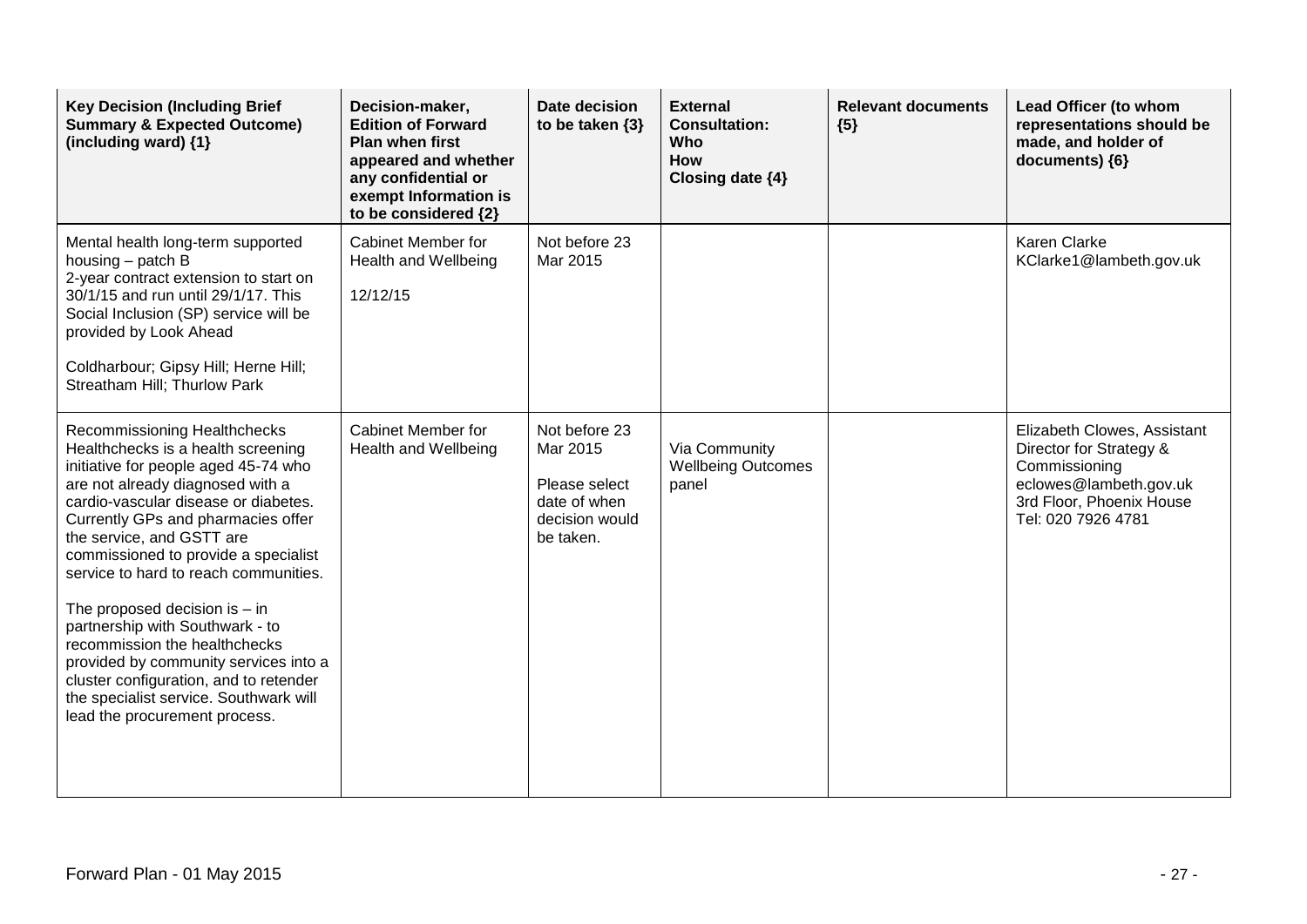| Key Decision (Including Brief Summary & Expected Outcome) (including ward) {1} | Decision-maker, Edition of Forward Plan when first appeared and whether any confidential or exempt Information is to be considered {2} | Date decision to be taken {3} | External Consultation: Who How Closing date {4} | Relevant documents {5} | Lead Officer (to whom representations should be made, and holder of documents) {6} |
|---|---|---|---|---|---|
| Mental health long-term supported housing – patch B<br>2-year contract extension to start on 30/1/15 and run until 29/1/17. This Social Inclusion (SP) service will be provided by Look Ahead<br><br>Coldharbour; Gipsy Hill; Herne Hill; Streatham Hill; Thurlow Park | Cabinet Member for Health and Wellbeing<br><br>12/12/15 | Not before 23 Mar 2015 | | | Karen Clarke<br>KClarke1@lambeth.gov.uk |
| Recommissioning Healthchecks<br>Healthchecks is a health screening initiative for people aged 45-74 who are not already diagnosed with a cardio-vascular disease or diabetes. Currently GPs and pharmacies offer the service, and GSTT are commissioned to provide a specialist service to hard to reach communities.<br><br>The proposed decision is – in partnership with Southwark - to recommission the healthchecks provided by community services into a cluster configuration, and to retender the specialist service. Southwark will lead the procurement process. | Cabinet Member for Health and Wellbeing | Not before 23 Mar 2015<br><br>Please select date of when decision would be taken. | Via Community Wellbeing Outcomes panel | | Elizabeth Clowes, Assistant Director for Strategy & Commissioning<br>eclowes@lambeth.gov.uk<br>3rd Floor, Phoenix House<br>Tel: 020 7926 4781 |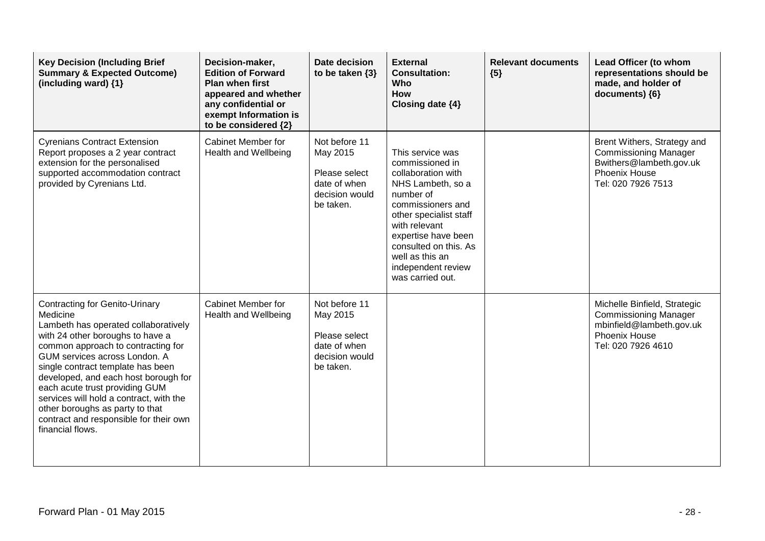| Key Decision (Including Brief Summary & Expected Outcome) (including ward) {1} | Decision-maker, Edition of Forward Plan when first appeared and whether any confidential or exempt Information is to be considered {2} | Date decision to be taken {3} | External Consultation: Who How Closing date {4} | Relevant documents {5} | Lead Officer (to whom representations should be made, and holder of documents) {6} |
|---|---|---|---|---|---|
| Cyrenians Contract Extension<br>Report proposes a 2 year contract extension for the personalised supported accommodation contract provided by Cyrenians Ltd. | Cabinet Member for Health and Wellbeing | Not before 11 May 2015<br><br>Please select date of when decision would be taken. | This service was commissioned in collaboration with NHS Lambeth, so a number of commissioners and other specialist staff with relevant expertise have been consulted on this. As well as this an independent review was carried out. | | Brent Withers, Strategy and Commissioning Manager<br>Bwithers@lambeth.gov.uk<br>Phoenix House<br>Tel: 020 7926 7513 |
| Contracting for Genito-Urinary Medicine<br>Lambeth has operated collaboratively with 24 other boroughs to have a common approach to contracting for GUM services across London. A single contract template has been developed, and each host borough for each acute trust providing GUM services will hold a contract, with the other boroughs as party to that contract and responsible for their own financial flows. | Cabinet Member for Health and Wellbeing | Not before 11 May 2015<br><br>Please select date of when decision would be taken. | | | Michelle Binfield, Strategic Commissioning Manager<br>mbinfield@lambeth.gov.uk<br>Phoenix House<br>Tel: 020 7926 4610 |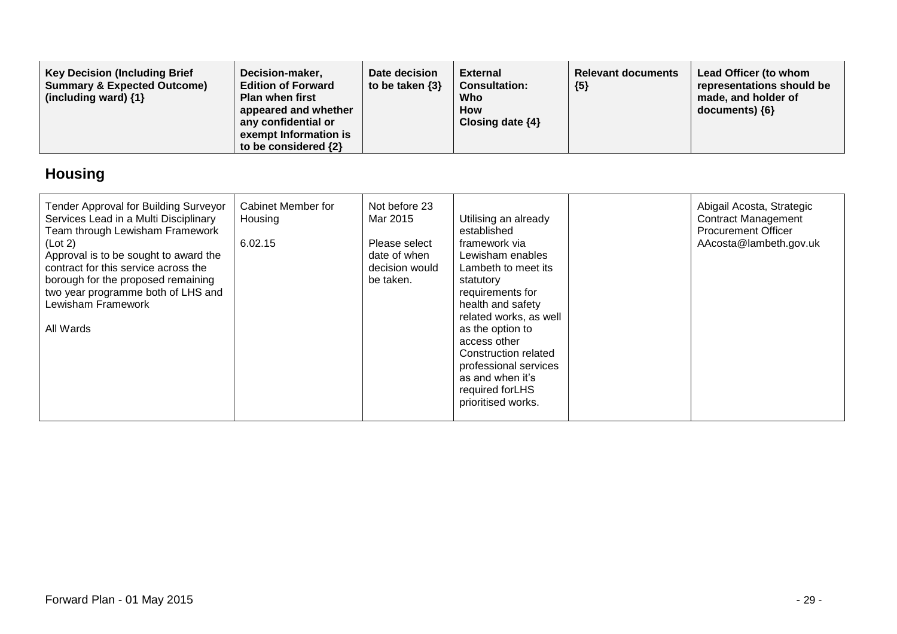| Key Decision (Including Brief Summary & Expected Outcome) (including ward) {1} | Decision-maker, Edition of Forward Plan when first appeared and whether any confidential or exempt Information is to be considered {2} | Date decision to be taken {3} | External Consultation: Who How Closing date {4} | Relevant documents {5} | Lead Officer (to whom representations should be made, and holder of documents) {6} |
|---|---|---|---|---|---|

## Housing

| | | | | | |
|---|---|---|---|---|---|
| Tender Approval for Building Surveyor Services Lead in a Multi Disciplinary Team through Lewisham Framework (Lot 2)<br>Approval is to be sought to award the contract for this service across the borough for the proposed remaining two year programme both of LHS and Lewisham Framework<br><br>All Wards | Cabinet Member for Housing<br><br>6.02.15 | Not before 23 Mar 2015<br><br>Please select date of when decision would be taken. | Utilising an already established framework via Lewisham enables Lambeth to meet its statutory requirements for health and safety related works, as well as the option to access other Construction related professional services as and when it's required forLHS prioritised works. | | Abigail Acosta, Strategic Contract Management Procurement Officer<br>AAcosta@lambeth.gov.uk |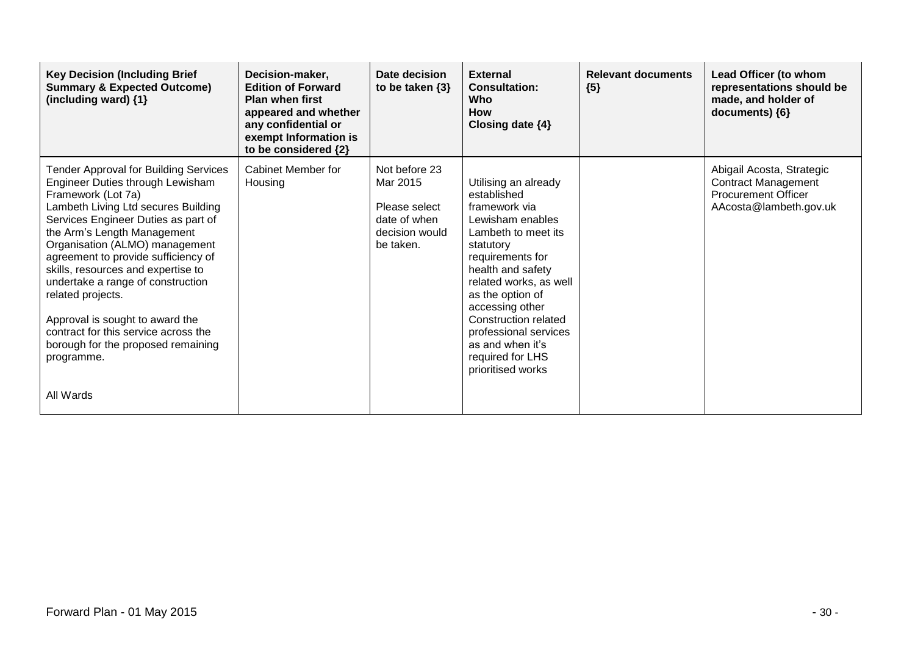| Key Decision (Including Brief Summary & Expected Outcome) (including ward) {1} | Decision-maker, Edition of Forward Plan when first appeared and whether any confidential or exempt Information is to be considered {2} | Date decision to be taken {3} | External Consultation: Who How Closing date {4} | Relevant documents {5} | Lead Officer (to whom representations should be made, and holder of documents) {6} |
|---|---|---|---|---|---|
| Tender Approval for Building Services Engineer Duties through Lewisham Framework (Lot 7a)<br>Lambeth Living Ltd secures Building Services Engineer Duties as part of the Arm's Length Management Organisation (ALMO) management agreement to provide sufficiency of skills, resources and expertise to undertake a range of construction related projects.<br><br>Approval is sought to award the contract for this service across the borough for the proposed remaining programme.<br><br>All Wards | Cabinet Member for Housing | Not before 23 Mar 2015<br><br>Please select date of when decision would be taken. | Utilising an already established framework via Lewisham enables Lambeth to meet its statutory requirements for health and safety related works, as well as the option of accessing other Construction related professional services as and when it's required for LHS prioritised works | | Abigail Acosta, Strategic Contract Management Procurement Officer AAcosta@lambeth.gov.uk |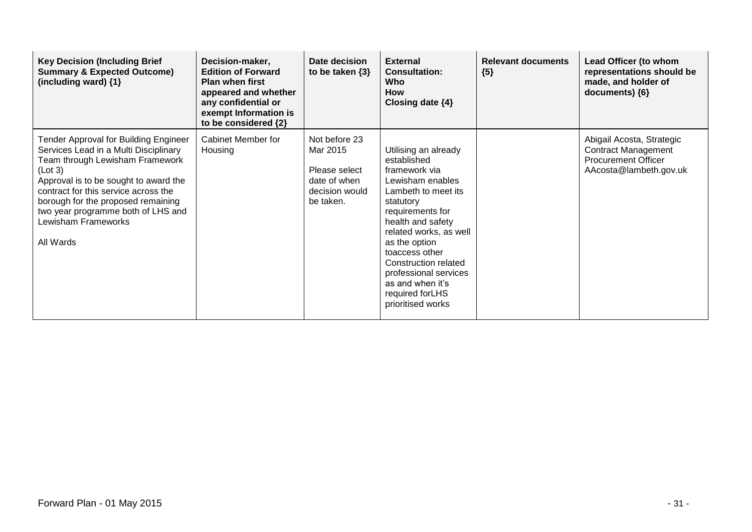| Key Decision (Including Brief Summary & Expected Outcome) (including ward) {1} | Decision-maker, Edition of Forward Plan when first appeared and whether any confidential or exempt Information is to be considered {2} | Date decision to be taken {3} | External Consultation: Who How Closing date {4} | Relevant documents {5} | Lead Officer (to whom representations should be made, and holder of documents) {6} |
|---|---|---|---|---|---|
| Tender Approval for Building Engineer Services Lead in a Multi Disciplinary Team through Lewisham Framework (Lot 3)<br>Approval is to be sought to award the contract for this service across the borough for the proposed remaining two year programme both of LHS and Lewisham Frameworks<br><br>All Wards | Cabinet Member for Housing | Not before 23 Mar 2015<br><br>Please select date of when decision would be taken. | Utilising an already established framework via Lewisham enables Lambeth to meet its statutory requirements for health and safety related works, as well as the option toaccess other Construction related professional services as and when it's required forLHS prioritised works | | Abigail Acosta, Strategic Contract Management Procurement Officer AAcosta@lambeth.gov.uk |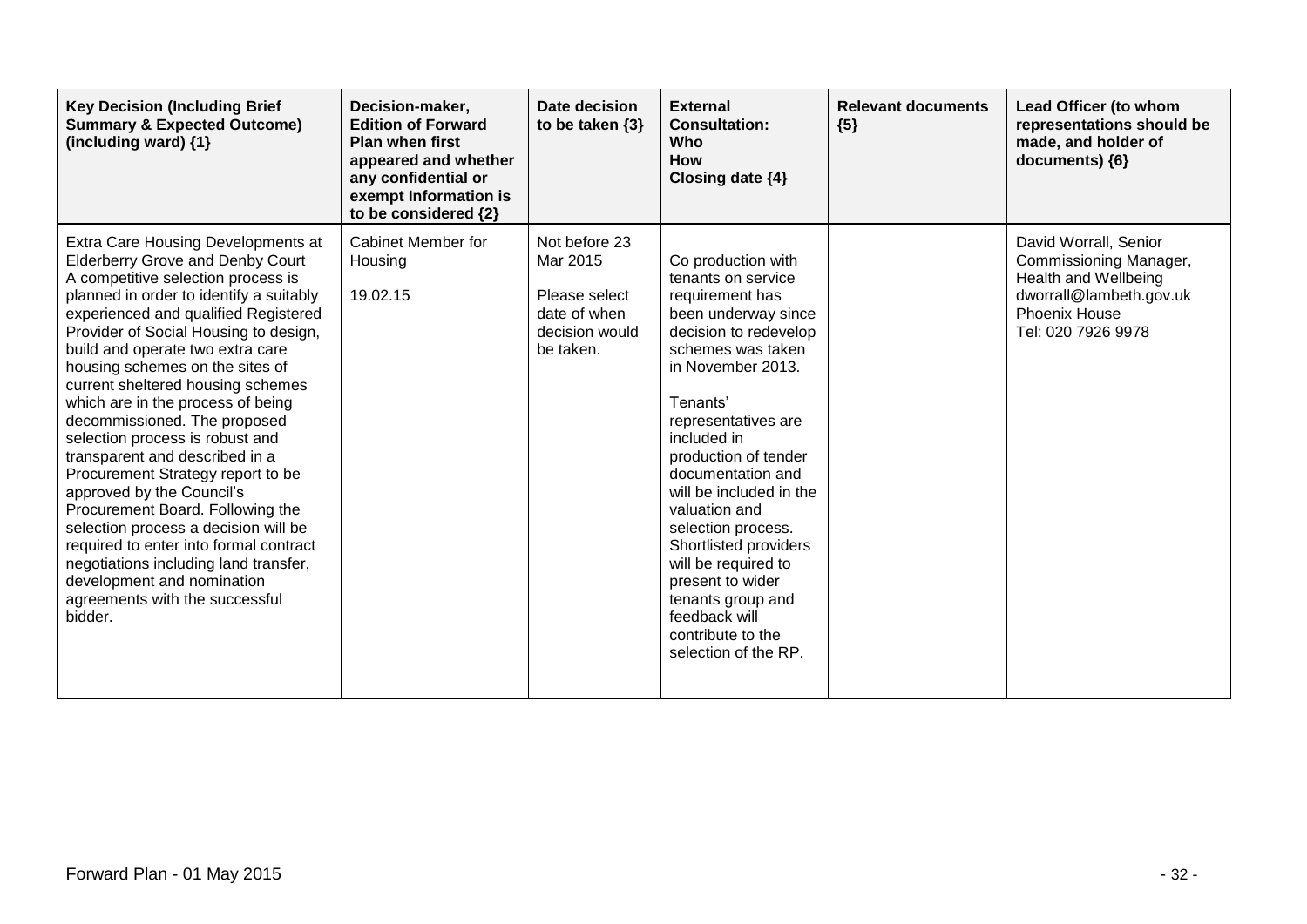| Key Decision (Including Brief Summary & Expected Outcome) (including ward) {1} | Decision-maker, Edition of Forward Plan when first appeared and whether any confidential or exempt Information is to be considered {2} | Date decision to be taken {3} | External Consultation: Who How Closing date {4} | Relevant documents {5} | Lead Officer (to whom representations should be made, and holder of documents) {6} |
|---|---|---|---|---|---|
| Extra Care Housing Developments at Elderberry Grove and Denby Court A competitive selection process is planned in order to identify a suitably experienced and qualified Registered Provider of Social Housing to design, build and operate two extra care housing schemes on the sites of current sheltered housing schemes which are in the process of being decommissioned. The proposed selection process is robust and transparent and described in a Procurement Strategy report to be approved by the Council's Procurement Board. Following the selection process a decision will be required to enter into formal contract negotiations including land transfer, development and nomination agreements with the successful bidder. | Cabinet Member for Housing<br><br>19.02.15 | Not before 23 Mar 2015<br><br>Please select date of when decision would be taken. | Co production with tenants on service requirement has been underway since decision to redevelop schemes was taken in November 2013.<br><br>Tenants' representatives are included in production of tender documentation and will be included in the valuation and selection process. Shortlisted providers will be required to present to wider tenants group and feedback will contribute to the selection of the RP. | | David Worrall, Senior Commissioning Manager, Health and Wellbeing dworrall@lambeth.gov.uk Phoenix House Tel: 020 7926 9978 |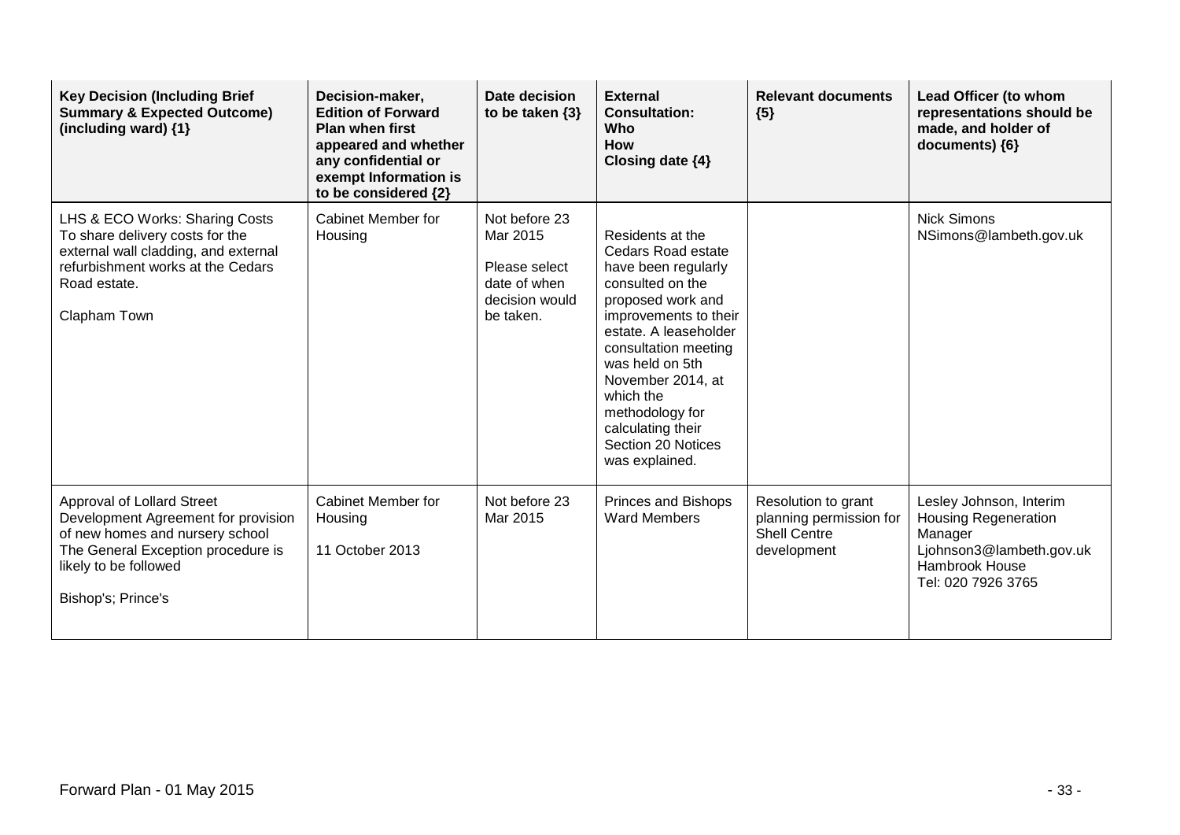| Key Decision (Including Brief Summary & Expected Outcome) (including ward) {1} | Decision-maker, Edition of Forward Plan when first appeared and whether any confidential or exempt Information is to be considered {2} | Date decision to be taken {3} | External Consultation: Who How Closing date {4} | Relevant documents {5} | Lead Officer (to whom representations should be made, and holder of documents) {6} |
|---|---|---|---|---|---|
| LHS & ECO Works: Sharing Costs To share delivery costs for the external wall cladding, and external refurbishment works at the Cedars Road estate.<br><br>Clapham Town | Cabinet Member for Housing | Not before 23 Mar 2015<br><br>Please select date of when decision would be taken. | Residents at the Cedars Road estate have been regularly consulted on the proposed work and improvements to their estate. A leaseholder consultation meeting was held on 5th November 2014, at which the methodology for calculating their Section 20 Notices was explained. | | Nick Simons<br>NSimons@lambeth.gov.uk |
| Approval of Lollard Street Development Agreement for provision of new homes and nursery school The General Exception procedure is likely to be followed<br><br>Bishop's; Prince's | Cabinet Member for Housing<br><br>11 October 2013 | Not before 23 Mar 2015 | Princes and Bishops Ward Members | Resolution to grant planning permission for Shell Centre development | Lesley Johnson, Interim Housing Regeneration Manager<br>Ljohnson3@lambeth.gov.uk<br>Hambrook House<br>Tel: 020 7926 3765 |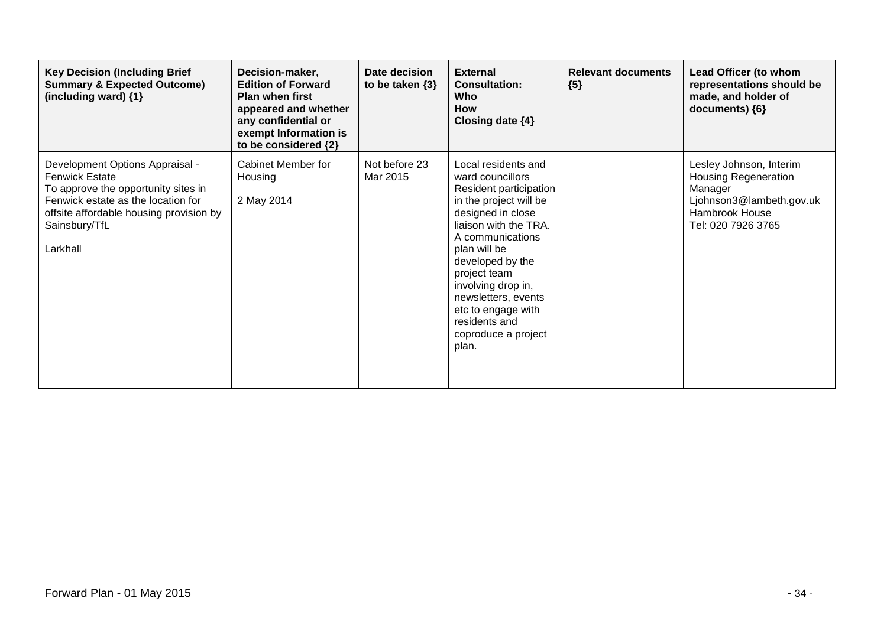| Key Decision (Including Brief Summary & Expected Outcome) (including ward) {1} | Decision-maker, Edition of Forward Plan when first appeared and whether any confidential or exempt Information is to be considered {2} | Date decision to be taken {3} | External Consultation: Who How Closing date {4} | Relevant documents {5} | Lead Officer (to whom representations should be made, and holder of documents) {6} |
|---|---|---|---|---|---|
| Development Options Appraisal - Fenwick Estate<br>To approve the opportunity sites in Fenwick estate as the location for offsite affordable housing provision by Sainsbury/TfL<br><br>Larkhall | Cabinet Member for Housing<br><br>2 May 2014 | Not before 23 Mar 2015 | Local residents and ward councillors<br>Resident participation in the project will be designed in close liaison with the TRA. A communications plan will be developed by the project team involving drop in, newsletters, events etc to engage with residents and coproduce a project plan. | | Lesley Johnson, Interim Housing Regeneration Manager<br>Ljohnson3@lambeth.gov.uk<br>Hambrook House<br>Tel: 020 7926 3765 |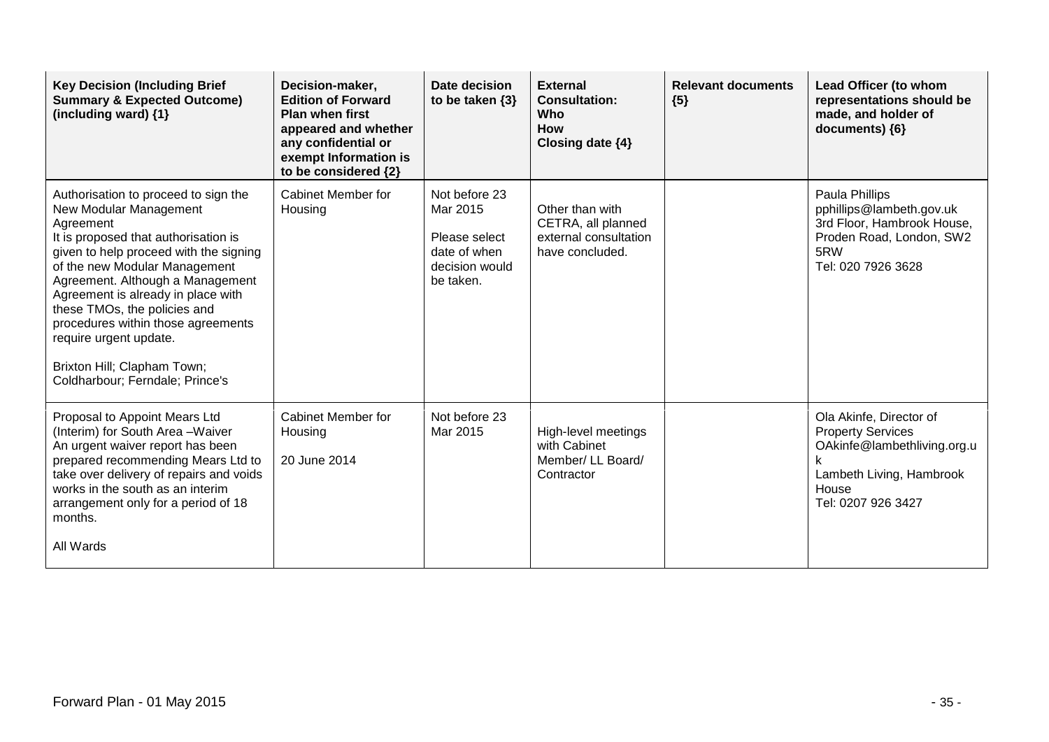| Key Decision (Including Brief Summary & Expected Outcome) (including ward) {1} | Decision-maker, Edition of Forward Plan when first appeared and whether any confidential or exempt Information is to be considered {2} | Date decision to be taken {3} | External Consultation: Who How Closing date {4} | Relevant documents {5} | Lead Officer (to whom representations should be made, and holder of documents) {6} |
|---|---|---|---|---|---|
| Authorisation to proceed to sign the New Modular Management Agreement<br>It is proposed that authorisation is given to help proceed with the signing of the new Modular Management Agreement. Although a Management Agreement is already in place with these TMOs, the policies and procedures within those agreements require urgent update.<br><br>Brixton Hill; Clapham Town; Coldharbour; Ferndale; Prince's | Cabinet Member for Housing | Not before 23 Mar 2015<br><br>Please select date of when decision would be taken. | Other than with CETRA, all planned external consultation have concluded. | | Paula Phillips<br>pphillips@lambeth.gov.uk<br>3rd Floor, Hambrook House, Proden Road, London, SW2 5RW<br>Tel: 020 7926 3628 |
| Proposal to Appoint Mears Ltd (Interim) for South Area –Waiver<br>An urgent waiver report has been prepared recommending Mears Ltd to take over delivery of repairs and voids works in the south as an interim arrangement only for a period of 18 months.<br><br>All Wards | Cabinet Member for Housing<br><br>20 June 2014 | Not before 23 Mar 2015 | High-level meetings with Cabinet Member/ LL Board/ Contractor | | Ola Akinfe, Director of Property Services<br>OAkinfe@lambethliving.org.uk<br>Lambeth Living, Hambrook House<br>Tel: 0207 926 3427 |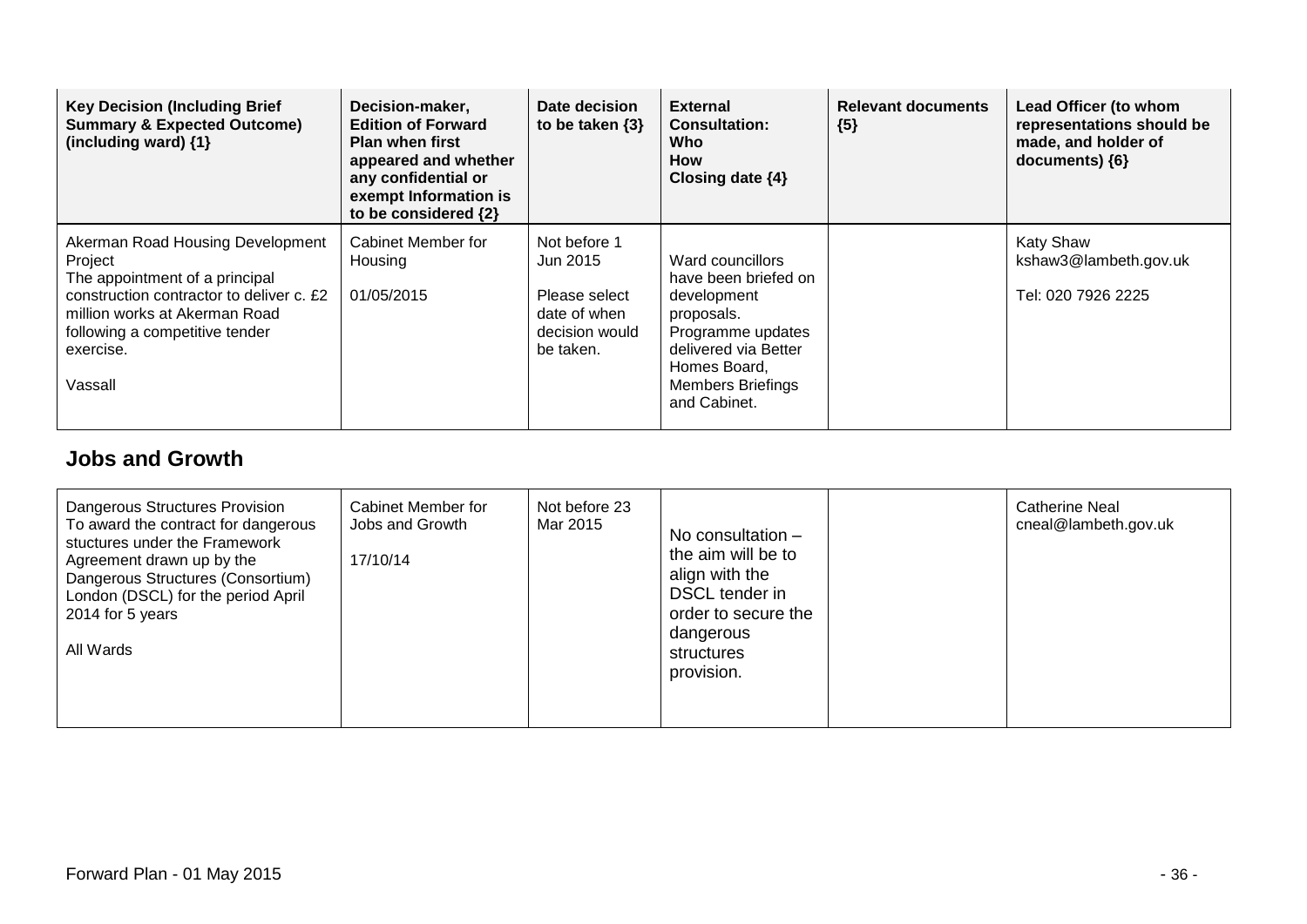| Key Decision (Including Brief Summary & Expected Outcome) (including ward) {1} | Decision-maker, Edition of Forward Plan when first appeared and whether any confidential or exempt Information is to be considered {2} | Date decision to be taken {3} | External Consultation: Who How Closing date {4} | Relevant documents {5} | Lead Officer (to whom representations should be made, and holder of documents) {6} |
|---|---|---|---|---|---|
| Akerman Road Housing Development Project<br>The appointment of a principal construction contractor to deliver c. £2 million works at Akerman Road following a competitive tender exercise.<br><br>Vassall | Cabinet Member for Housing<br><br>01/05/2015 | Not before 1 Jun 2015<br><br>Please select date of when decision would be taken. | Ward councillors have been briefed on development proposals. Programme updates delivered via Better Homes Board, Members Briefings and Cabinet. | | Katy Shaw<br>kshaw3@lambeth.gov.uk<br><br>Tel: 020 7926 2225 |

## Jobs and Growth

| Key Decision (Including Brief Summary & Expected Outcome) (including ward) {1} | Decision-maker, Edition of Forward Plan when first appeared and whether any confidential or exempt Information is to be considered {2} | Date decision to be taken {3} | External Consultation: Who How Closing date {4} | Relevant documents {5} | Lead Officer (to whom representations should be made, and holder of documents) {6} |
|---|---|---|---|---|---|
| Dangerous Structures Provision<br>To award the contract for dangerous stuctures under the Framework Agreement drawn up by the Dangerous Structures (Consortium) London (DSCL) for the period April 2014 for 5 years<br><br>All Wards | Cabinet Member for Jobs and Growth<br><br>17/10/14 | Not before 23 Mar 2015 | No consultation – the aim will be to align with the DSCL tender in order to secure the dangerous structures provision. | | Catherine Neal<br>cneal@lambeth.gov.uk |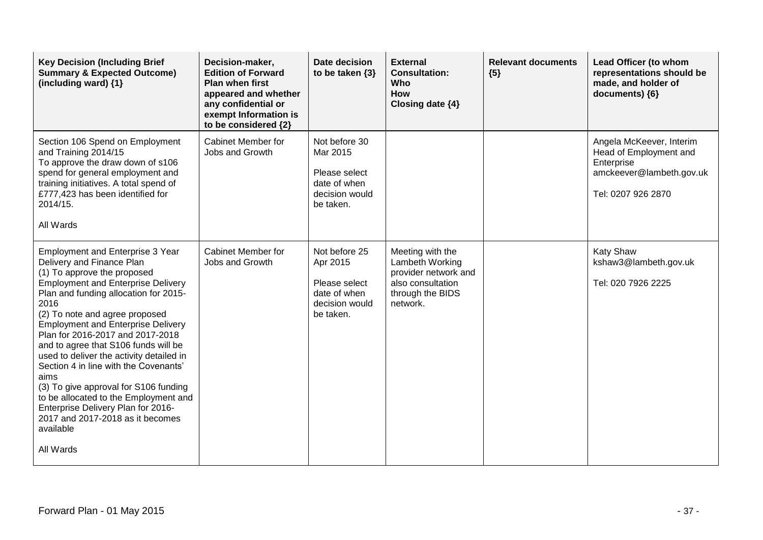| Key Decision (Including Brief Summary & Expected Outcome) (including ward) {1} | Decision-maker, Edition of Forward Plan when first appeared and whether any confidential or exempt Information is to be considered {2} | Date decision to be taken {3} | External Consultation: Who How Closing date {4} | Relevant documents {5} | Lead Officer (to whom representations should be made, and holder of documents) {6} |
|---|---|---|---|---|---|
| Section 106 Spend on Employment and Training 2014/15<br>To approve the draw down of s106 spend for general employment and training initiatives. A total spend of £777,423 has been identified for 2014/15.<br><br>All Wards | Cabinet Member for Jobs and Growth | Not before 30 Mar 2015<br><br>Please select date of when decision would be taken. | | | Angela McKeever, Interim Head of Employment and Enterprise<br>amckeever@lambeth.gov.uk<br><br>Tel: 0207 926 2870 |
| Employment and Enterprise 3 Year Delivery and Finance Plan<br>(1) To approve the proposed Employment and Enterprise Delivery Plan and funding allocation for 2015-2016<br>(2) To note and agree proposed Employment and Enterprise Delivery Plan for 2016-2017 and 2017-2018 and to agree that S106 funds will be used to deliver the activity detailed in Section 4 in line with the Covenants' aims<br>(3) To give approval for S106 funding to be allocated to the Employment and Enterprise Delivery Plan for 2016-2017 and 2017-2018 as it becomes available<br><br>All Wards | Cabinet Member for Jobs and Growth | Not before 25 Apr 2015<br><br>Please select date of when decision would be taken. | Meeting with the Lambeth Working provider network and also consultation through the BIDS network. | | Katy Shaw<br>kshaw3@lambeth.gov.uk<br><br>Tel: 020 7926 2225 |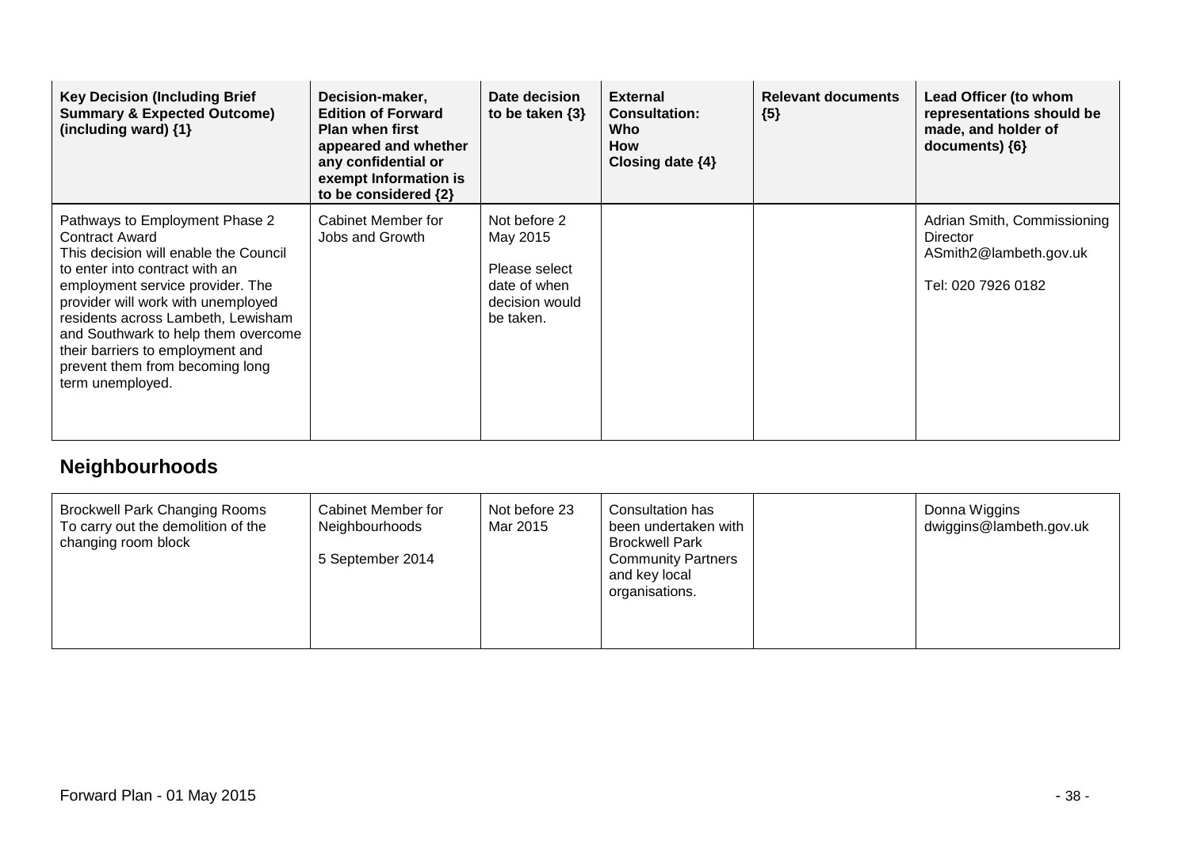| Key Decision (Including Brief Summary & Expected Outcome) (including ward) {1} | Decision-maker, Edition of Forward Plan when first appeared and whether any confidential or exempt Information is to be considered {2} | Date decision to be taken {3} | External Consultation: Who How Closing date {4} | Relevant documents {5} | Lead Officer (to whom representations should be made, and holder of documents) {6} |
|---|---|---|---|---|---|
| Pathways to Employment Phase 2 Contract Award<br>This decision will enable the Council to enter into contract with an employment service provider. The provider will work with unemployed residents across Lambeth, Lewisham and Southwark to help them overcome their barriers to employment and prevent them from becoming long term unemployed. | Cabinet Member for Jobs and Growth | Not before 2 May 2015<br><br>Please select date of when decision would be taken. | | | Adrian Smith, Commissioning Director<br>ASmith2@lambeth.gov.uk<br><br>Tel: 020 7926 0182 |

## Neighbourhoods

| Key Decision (Including Brief Summary & Expected Outcome) (including ward) {1} | Decision-maker, Edition of Forward Plan when first appeared and whether any confidential or exempt Information is to be considered {2} | Date decision to be taken {3} | External Consultation: Who How Closing date {4} | Relevant documents {5} | Lead Officer (to whom representations should be made, and holder of documents) {6} |
|---|---|---|---|---|---|
| Brockwell Park Changing Rooms<br>To carry out the demolition of the changing room block | Cabinet Member for Neighbourhoods<br><br>5 September 2014 | Not before 23 Mar 2015 | Consultation has been undertaken with Brockwell Park Community Partners and key local organisations. | | Donna Wiggins<br>dwiggins@lambeth.gov.uk |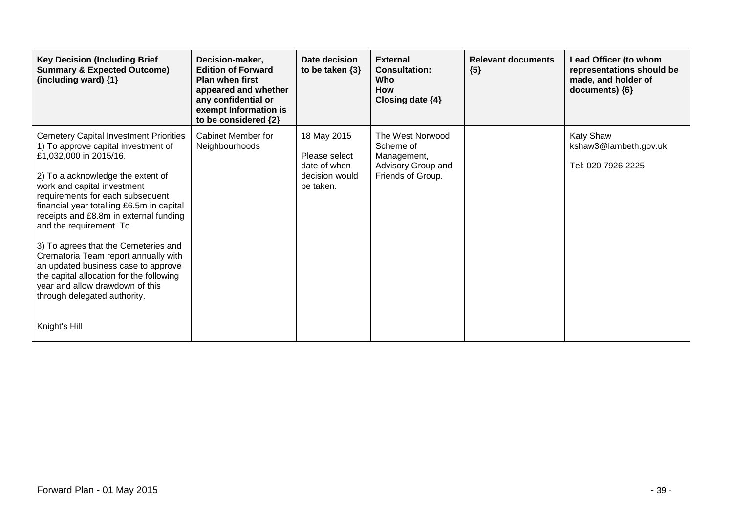| Key Decision (Including Brief Summary & Expected Outcome) (including ward) {1} | Decision-maker, Edition of Forward Plan when first appeared and whether any confidential or exempt Information is to be considered {2} | Date decision to be taken {3} | External Consultation: Who How Closing date {4} | Relevant documents {5} | Lead Officer (to whom representations should be made, and holder of documents) {6} |
|---|---|---|---|---|---|
| Cemetery Capital Investment Priorities<br>1) To approve capital investment of £1,032,000 in 2015/16.<br><br>2) To a acknowledge the extent of work and capital investment requirements for each subsequent financial year totalling £6.5m in capital receipts and £8.8m in external funding and the requirement. To<br><br>3) To agrees that the Cemeteries and Crematoria Team report annually with an updated business case to approve the capital allocation for the following year and allow drawdown of this through delegated authority.<br><br>Knight's Hill | Cabinet Member for Neighbourhoods | 18 May 2015<br><br>Please select date of when decision would be taken. | The West Norwood Scheme of Management, Advisory Group and Friends of Group. | | Katy Shaw<br>kshaw3@lambeth.gov.uk<br><br>Tel: 020 7926 2225 |